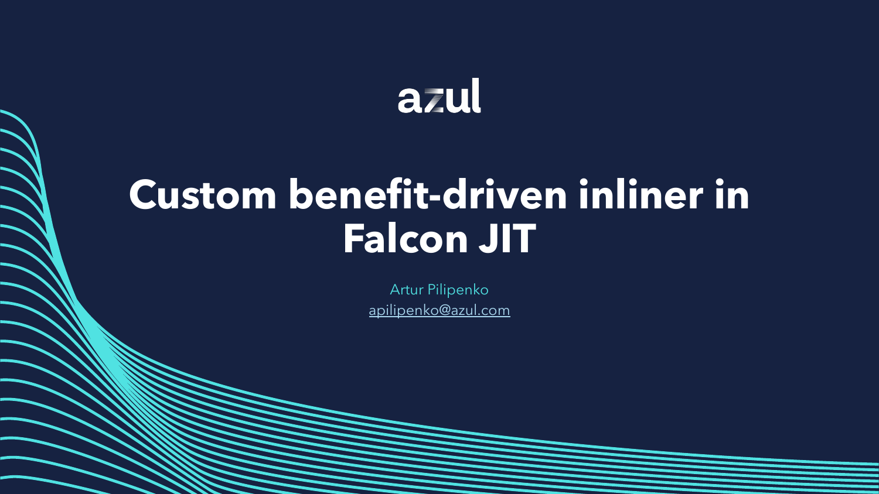azul

# Custom benefit-driven inliner in Falcon JIT

Artur Pilipenko

apilipenko@azul.com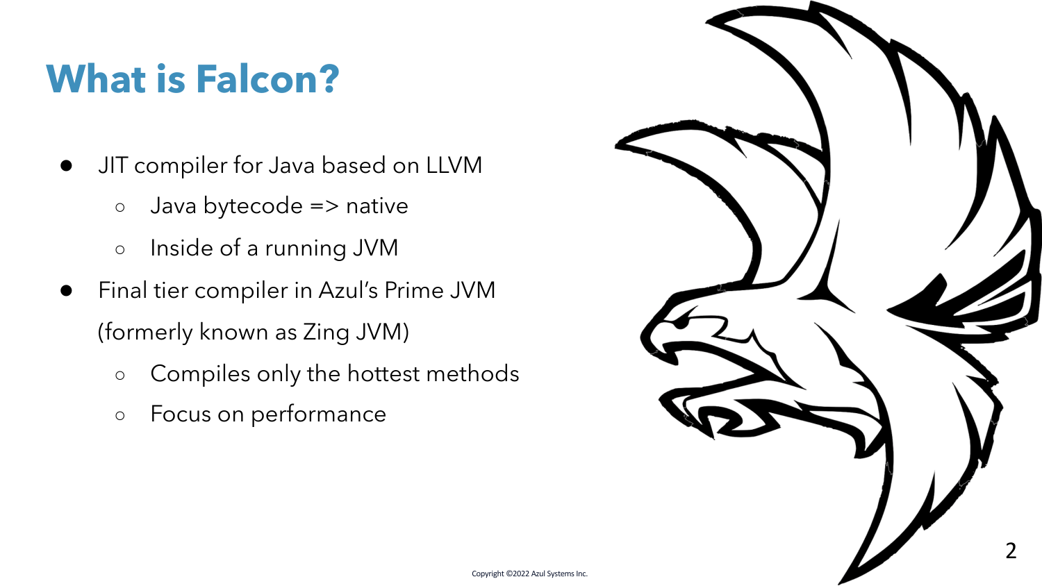# What is Falcon?

- JIT compiler for Java based on LLVM
  - Java bytecode => native
  - Inside of a running JVM
- Final tier compiler in Azul's Prime JVM (formerly known as Zing JVM)
  - Compiles only the hottest methods
  - Focus on performance

Copyright ©2022 Azul Systems Inc.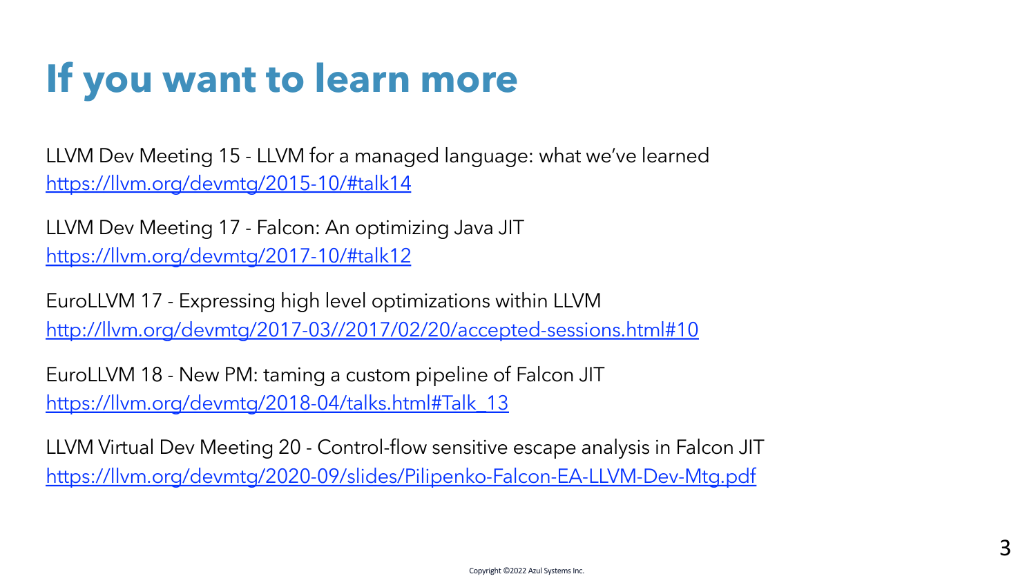# If you want to learn more

LLVM Dev Meeting 15 - LLVM for a managed language: what we've learned
https://llvm.org/devmtg/2015-10/#talk14

LLVM Dev Meeting 17 - Falcon: An optimizing Java JIT
https://llvm.org/devmtg/2017-10/#talk12

EuroLLVM 17 - Expressing high level optimizations within LLVM
http://llvm.org/devmtg/2017-03//2017/02/20/accepted-sessions.html#10

EuroLLVM 18 - New PM: taming a custom pipeline of Falcon JIT
https://llvm.org/devmtg/2018-04/talks.html#Talk_13

LLVM Virtual Dev Meeting 20 - Control-flow sensitive escape analysis in Falcon JIT
https://llvm.org/devmtg/2020-09/slides/Pilipenko-Falcon-EA-LLVM-Dev-Mtg.pdf

Copyright ©2022 Azul Systems Inc.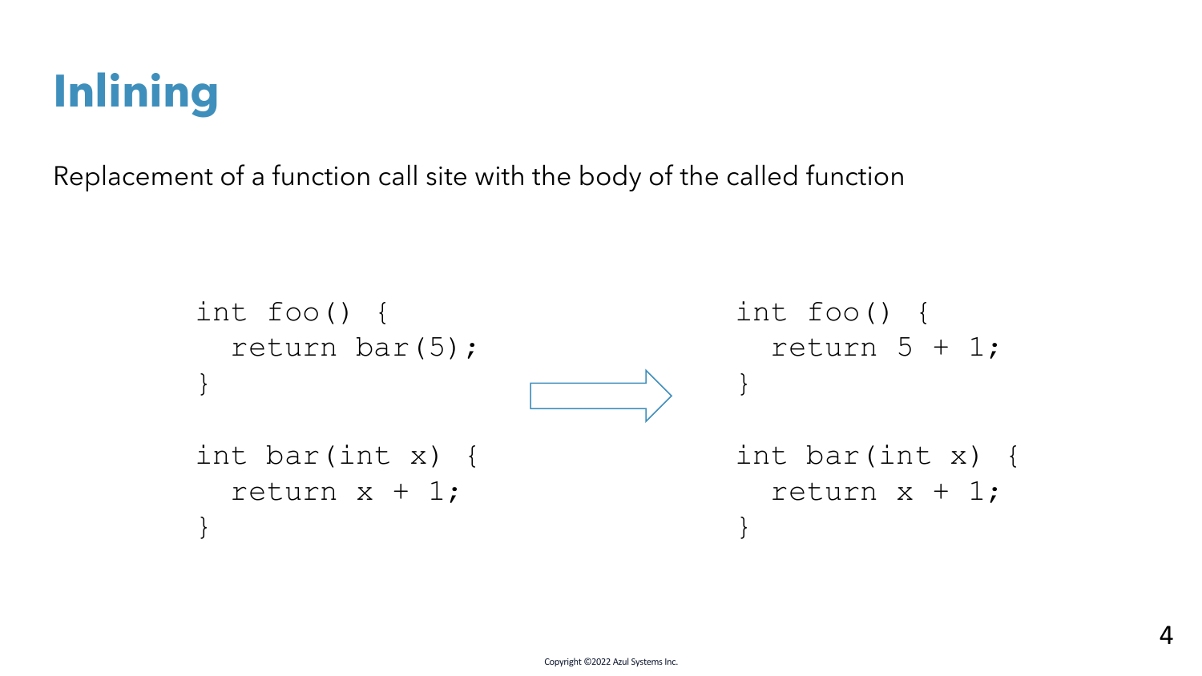# Inlining

Replacement of a function call site with the body of the called function

```
int foo() {
  return bar(5);
}

int bar(int x) {
  return x + 1;
}
```

⇒

```
int foo() {
  return 5 + 1;
}

int bar(int x) {
  return x + 1;
}
```

Copyright ©2022 Azul Systems Inc.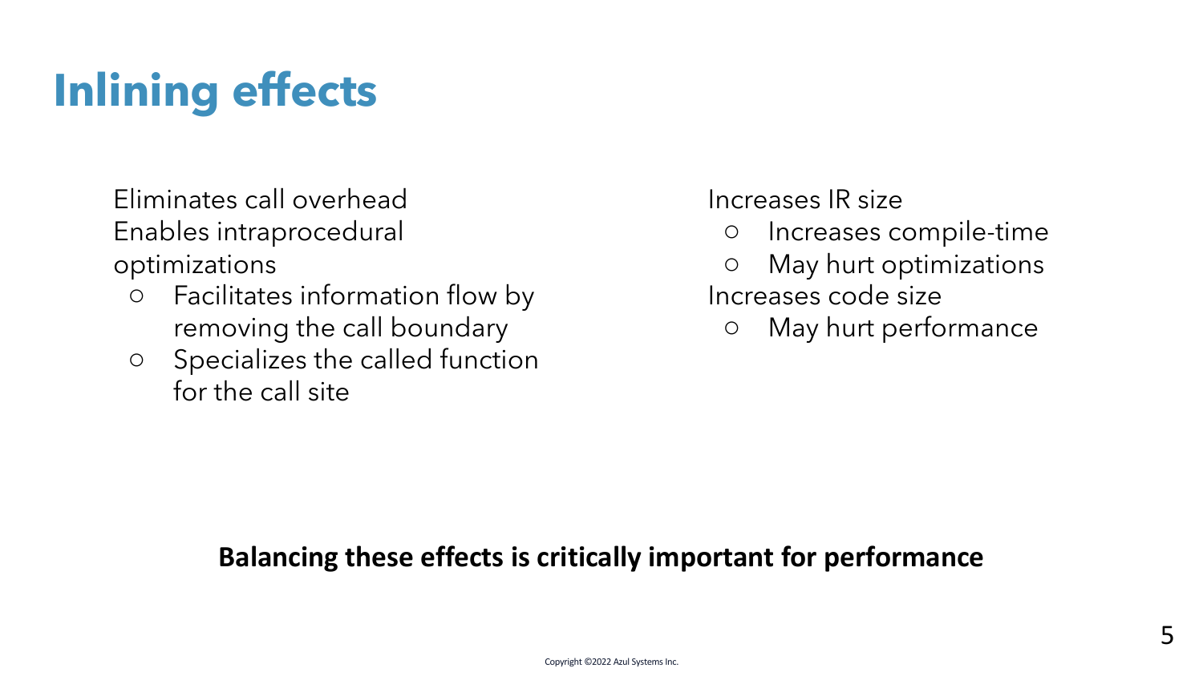# Inlining effects

Eliminates call overhead
Enables intraprocedural optimizations
- Facilitates information flow by removing the call boundary
- Specializes the called function for the call site

Increases IR size
- Increases compile-time
- May hurt optimizations

Increases code size
- May hurt performance

**Balancing these effects is critically important for performance**

Copyright ©2022 Azul Systems Inc.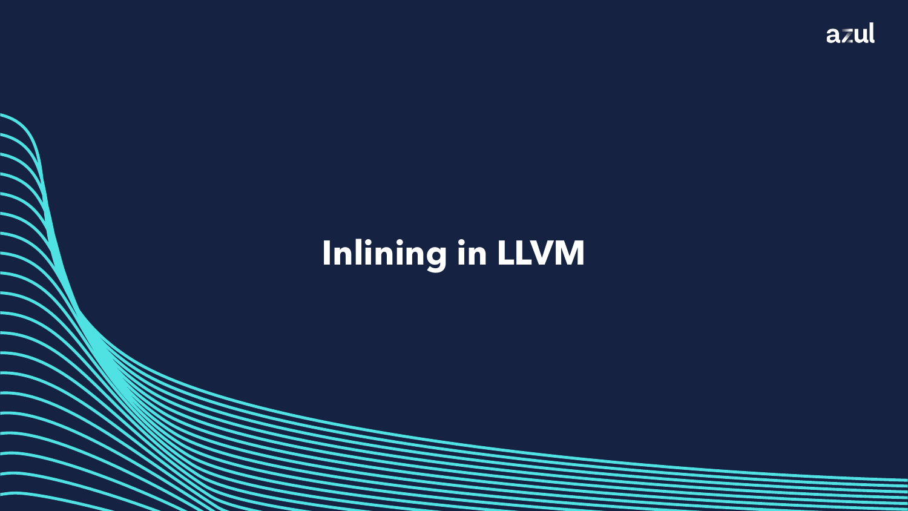# Inlining in LLVM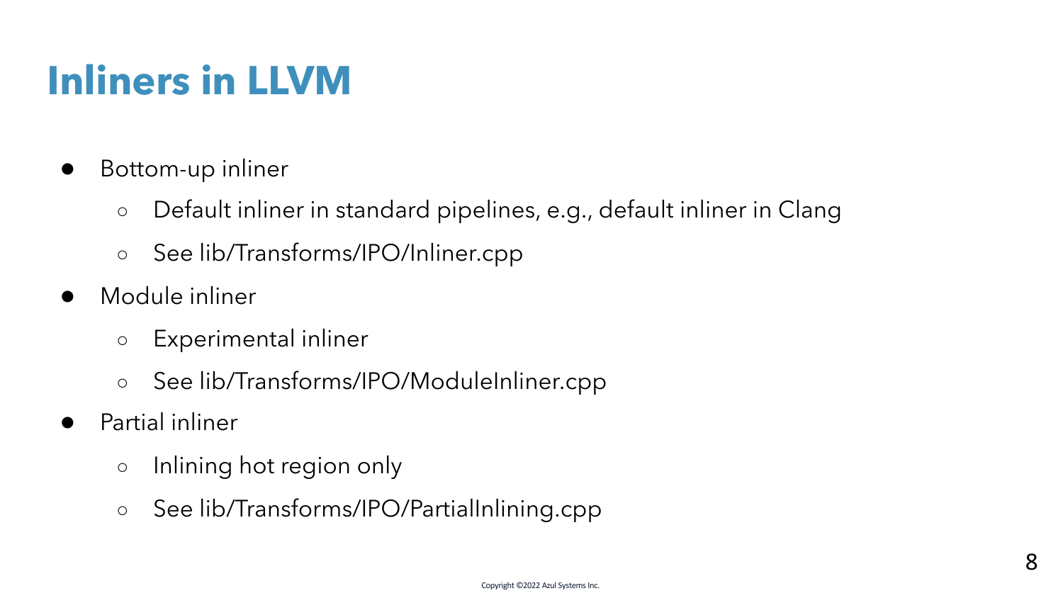# Inliners in LLVM

- Bottom-up inliner
  - Default inliner in standard pipelines, e.g., default inliner in Clang
  - See lib/Transforms/IPO/Inliner.cpp
- Module inliner
  - Experimental inliner
  - See lib/Transforms/IPO/ModuleInliner.cpp
- Partial inliner
  - Inlining hot region only
  - See lib/Transforms/IPO/PartialInlining.cpp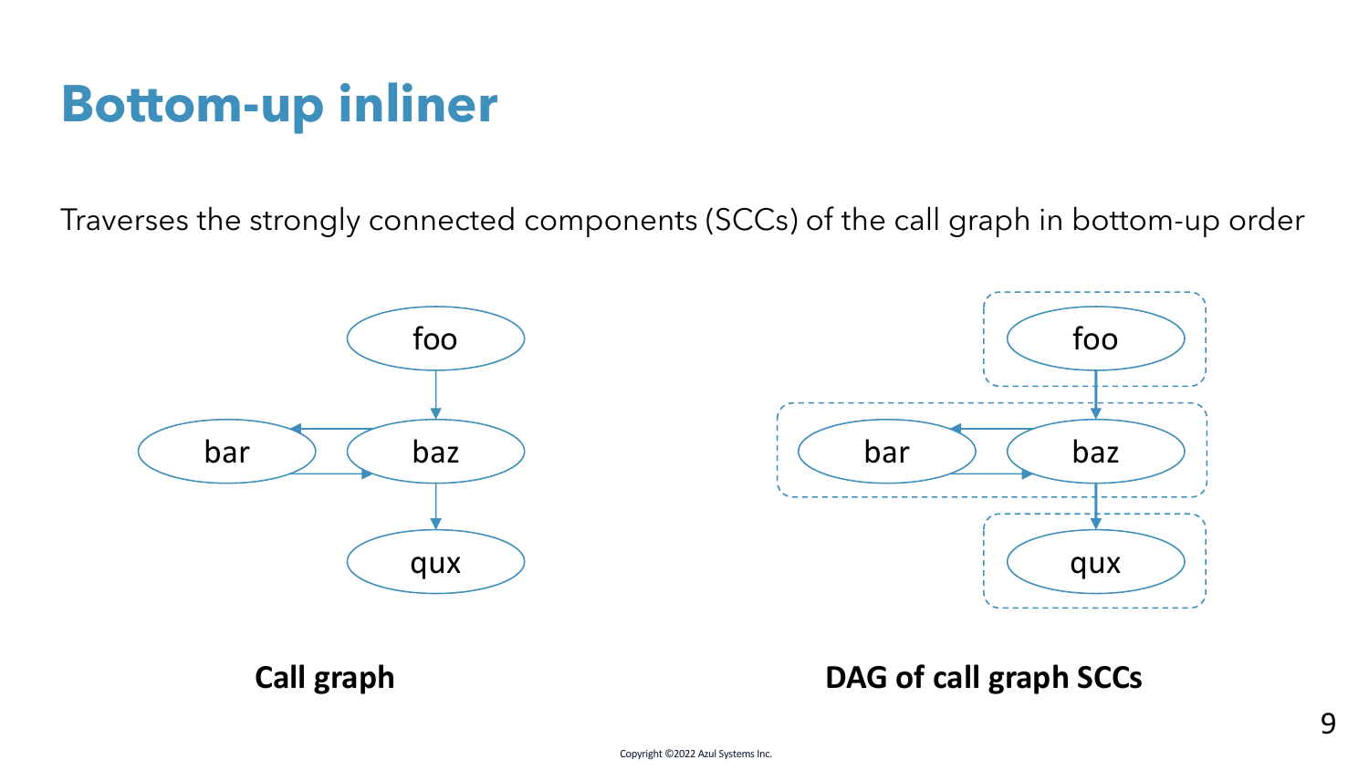# Bottom-up inliner

Traverses the strongly connected components (SCCs) of the call graph in bottom-up order

foo

bar baz

qux

**Call graph**

foo

bar baz

qux

**DAG of call graph SCCs**

Copyright ©2022 Azul Systems Inc.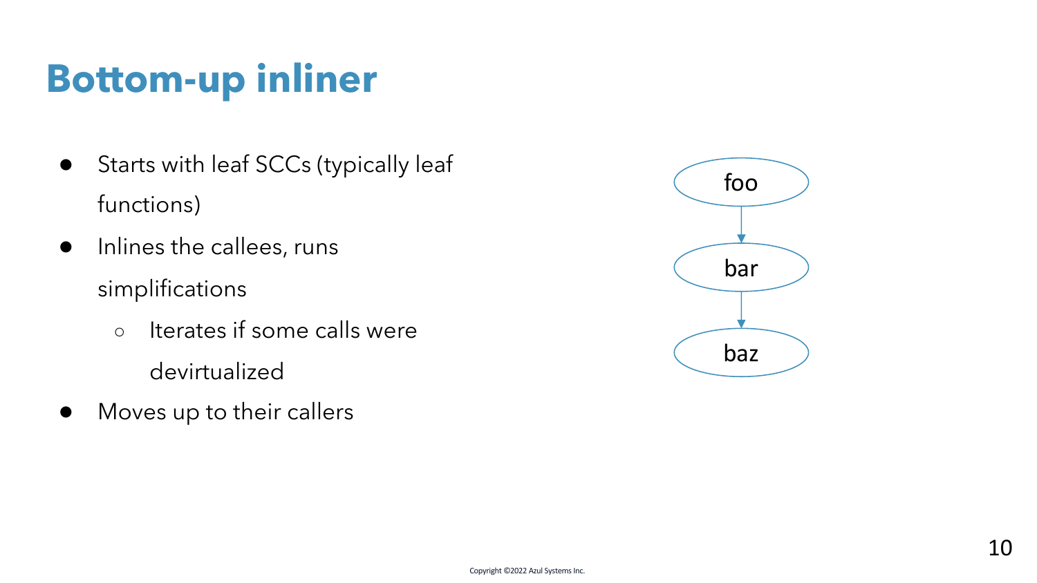# Bottom-up inliner

- Starts with leaf SCCs (typically leaf functions)
- Inlines the callees, runs simplifications
  - Iterates if some calls were devirtualized
- Moves up to their callers

foo → bar → baz

Copyright ©2022 Azul Systems Inc.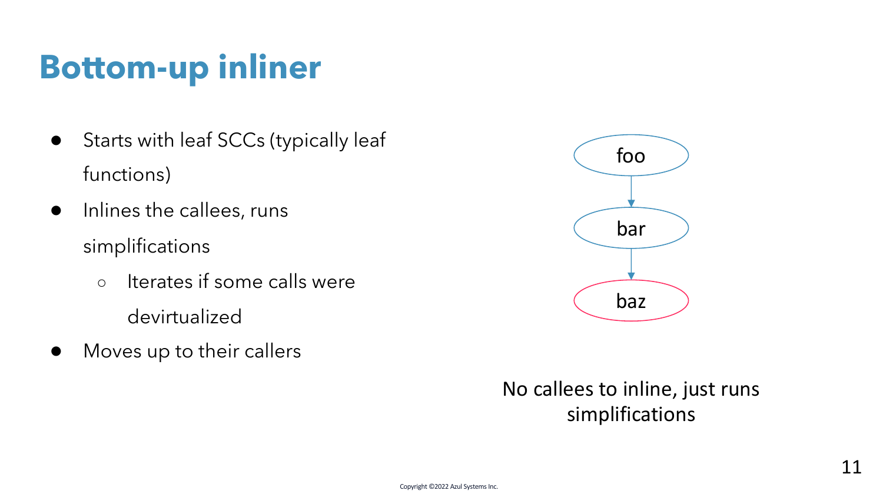# Bottom-up inliner

- Starts with leaf SCCs (typically leaf functions)
- Inlines the callees, runs simplifications
  - Iterates if some calls were devirtualized
- Moves up to their callers

foo

bar

baz

No callees to inline, just runs simplifications

Copyright ©2022 Azul Systems Inc.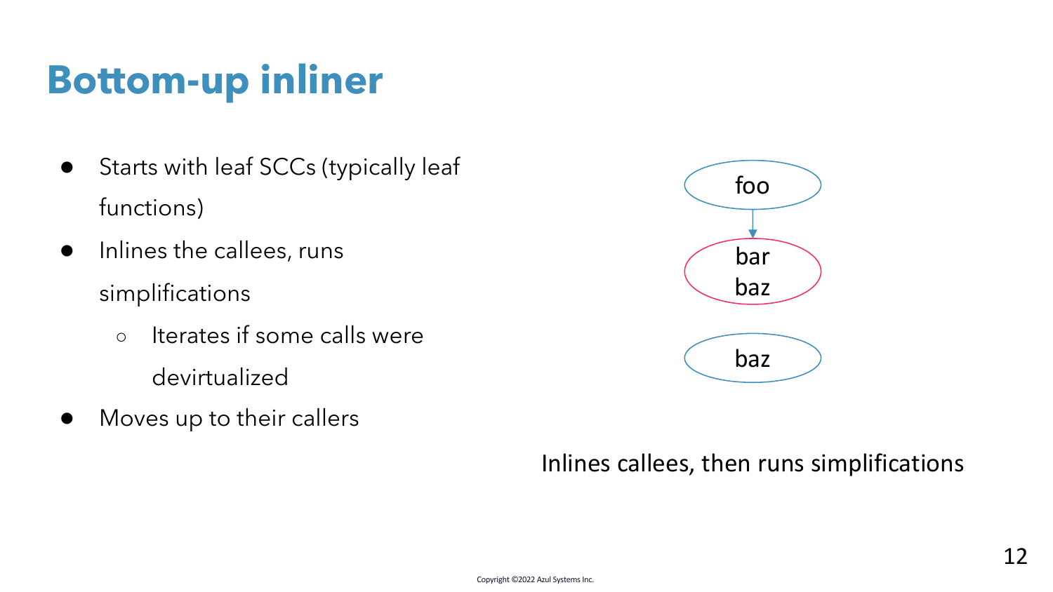# Bottom-up inliner

- Starts with leaf SCCs (typically leaf functions)
- Inlines the callees, runs simplifications
  - Iterates if some calls were devirtualized
- Moves up to their callers

foo

bar
baz

baz

Inlines callees, then runs simplifications

Copyright ©2022 Azul Systems Inc.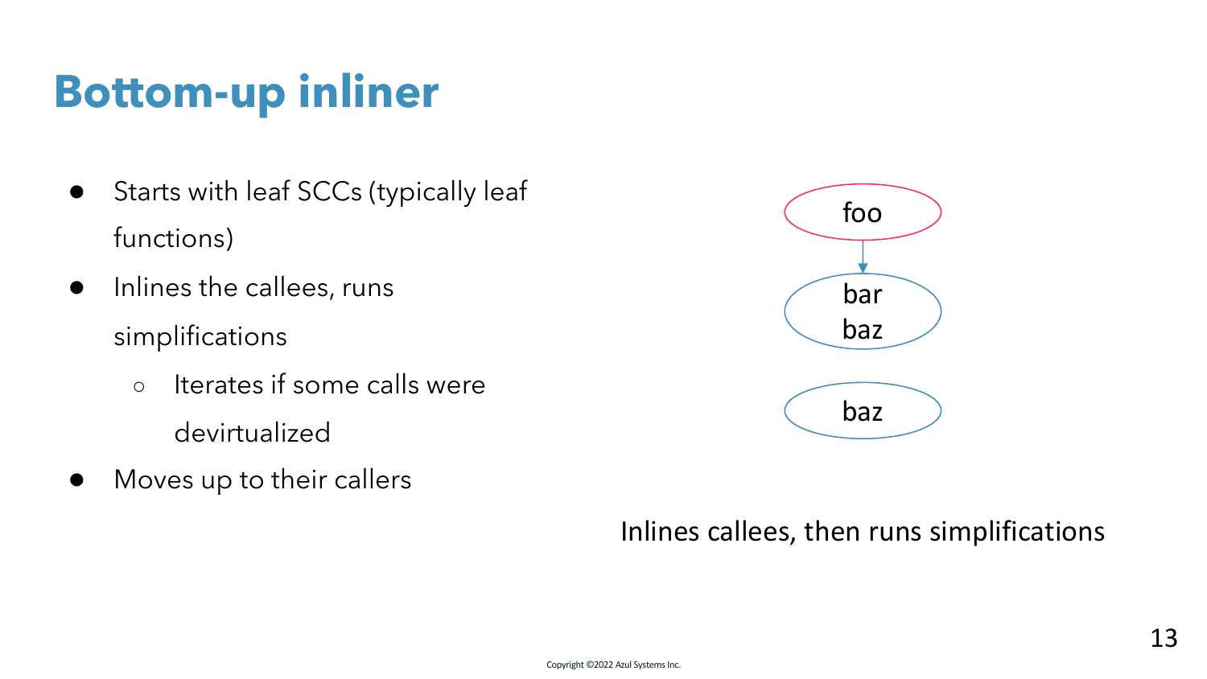# Bottom-up inliner

- Starts with leaf SCCs (typically leaf functions)
- Inlines the callees, runs simplifications
  - Iterates if some calls were devirtualized
- Moves up to their callers

foo

bar
baz

baz

Inlines callees, then runs simplifications

Copyright ©2022 Azul Systems Inc.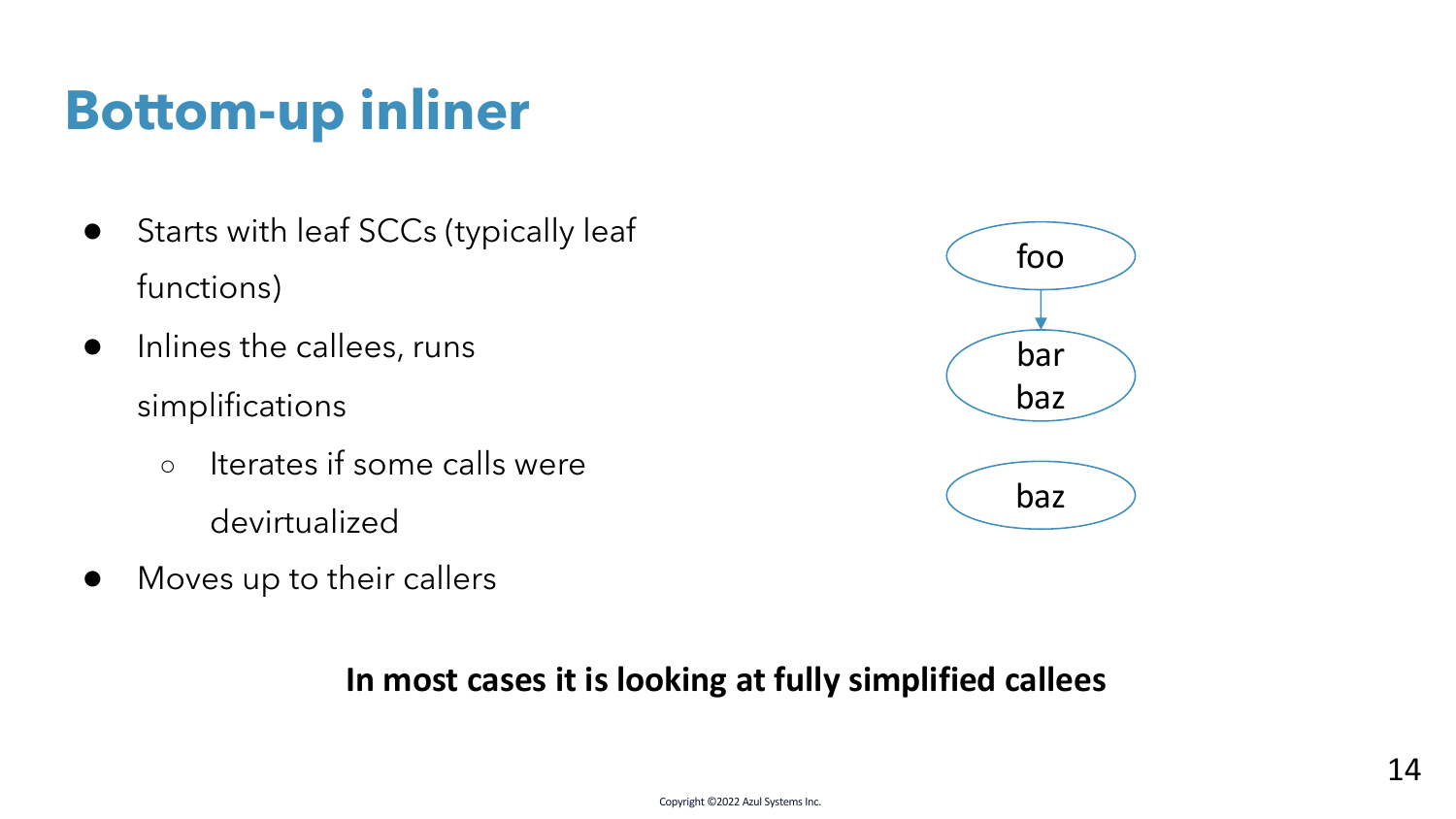# Bottom-up inliner

- Starts with leaf SCCs (typically leaf functions)
- Inlines the callees, runs simplifications
  - Iterates if some calls were devirtualized
- Moves up to their callers

foo

bar
baz

baz

**In most cases it is looking at fully simplified callees**

Copyright ©2022 Azul Systems Inc.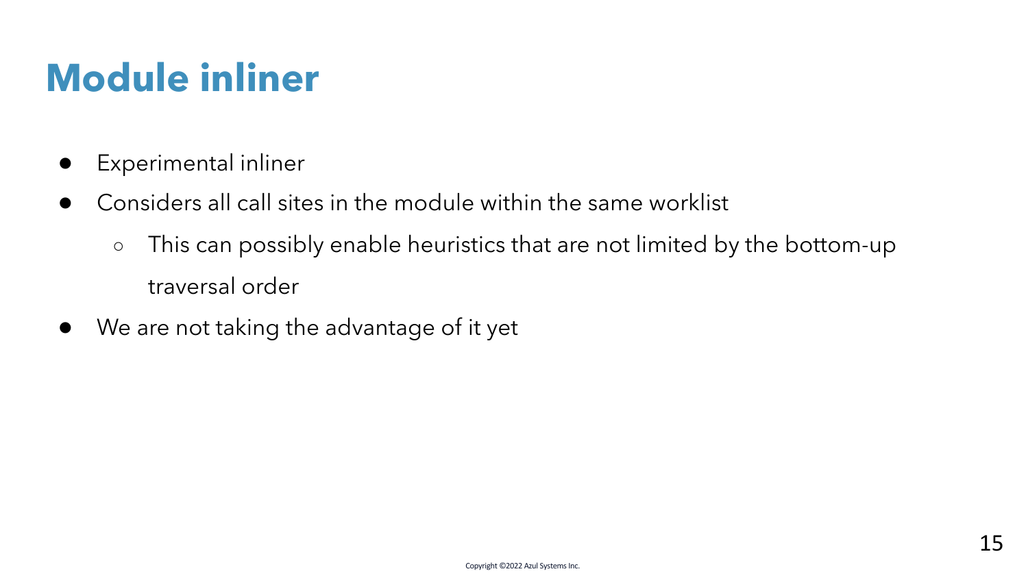# Module inliner

- Experimental inliner
- Considers all call sites in the module within the same worklist
  - This can possibly enable heuristics that are not limited by the bottom-up traversal order
- We are not taking the advantage of it yet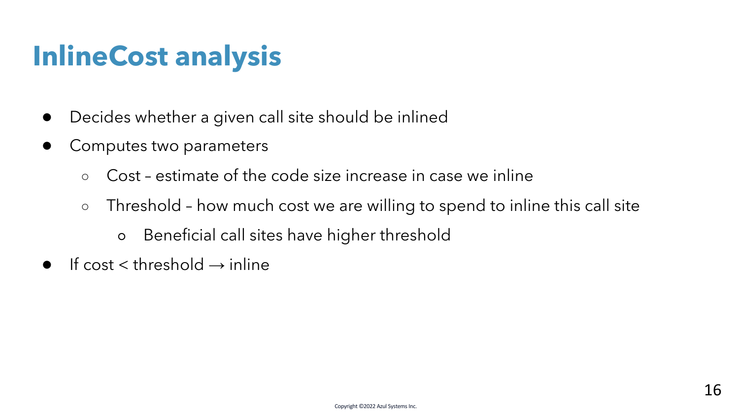# InlineCost analysis

- Decides whether a given call site should be inlined
- Computes two parameters
  - Cost – estimate of the code size increase in case we inline
  - Threshold – how much cost we are willing to spend to inline this call site
    - Beneficial call sites have higher threshold
- If cost < threshold → inline

Copyright ©2022 Azul Systems Inc.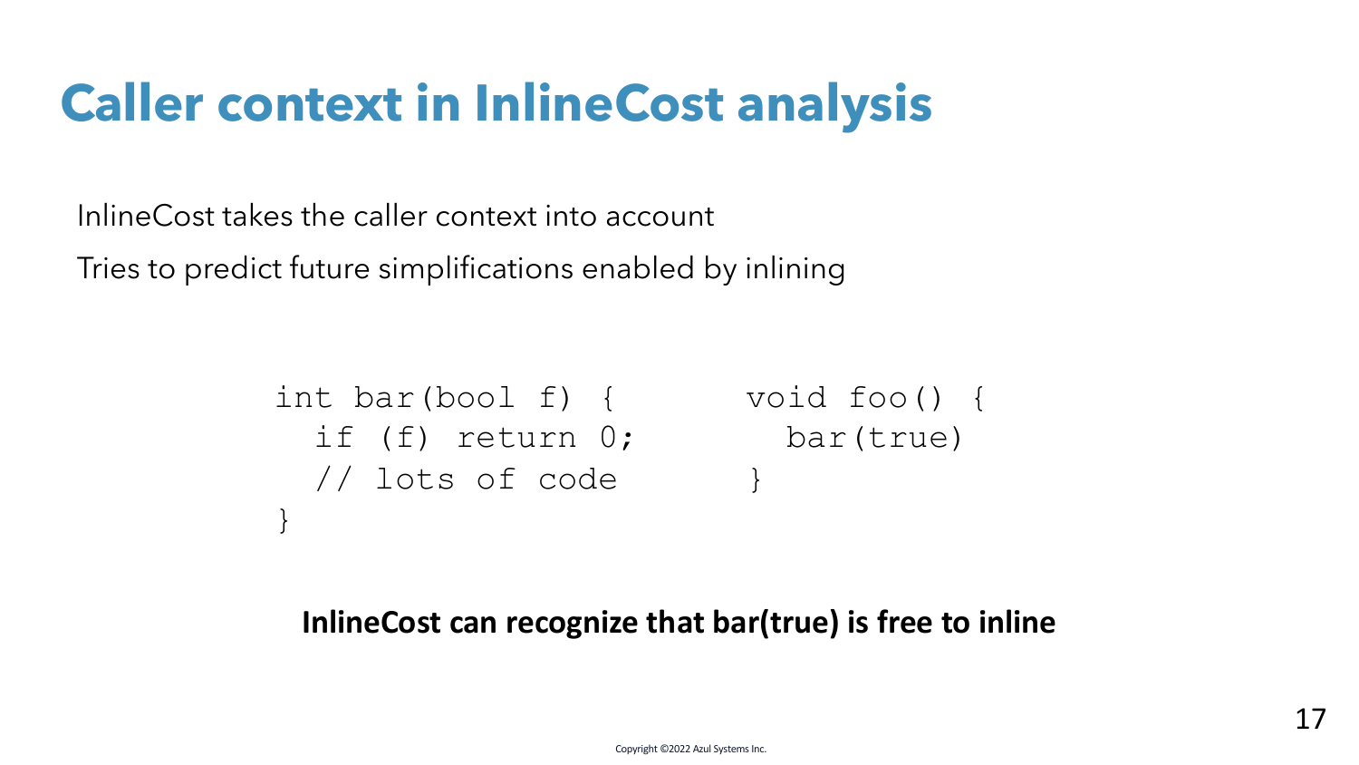# Caller context in InlineCost analysis

InlineCost takes the caller context into account

Tries to predict future simplifications enabled by inlining

```
int bar(bool f) {
  if (f) return 0;
  // lots of code
}
```

```
void foo() {
  bar(true)
}
```

**InlineCost can recognize that bar(true) is free to inline**

Copyright ©2022 Azul Systems Inc.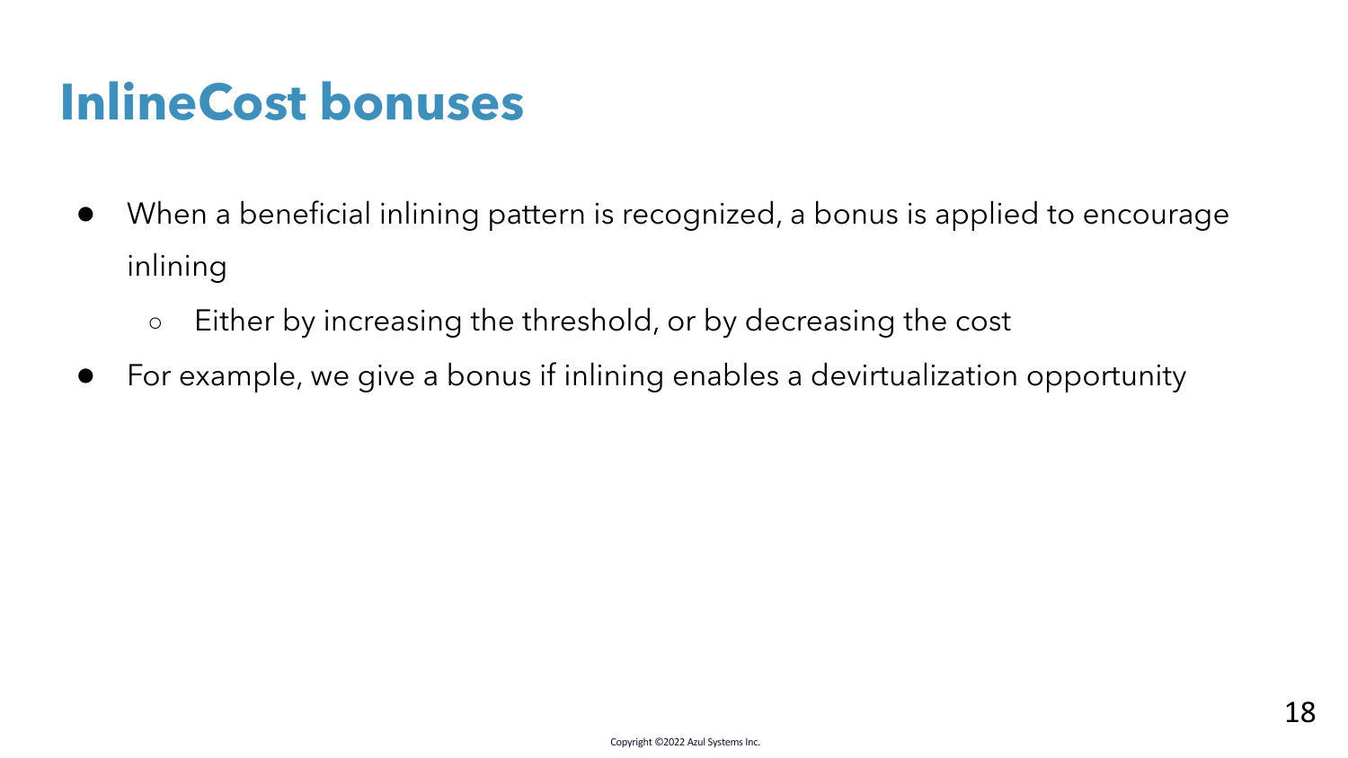# InlineCost bonuses

- When a beneficial inlining pattern is recognized, a bonus is applied to encourage inlining
  - Either by increasing the threshold, or by decreasing the cost
- For example, we give a bonus if inlining enables a devirtualization opportunity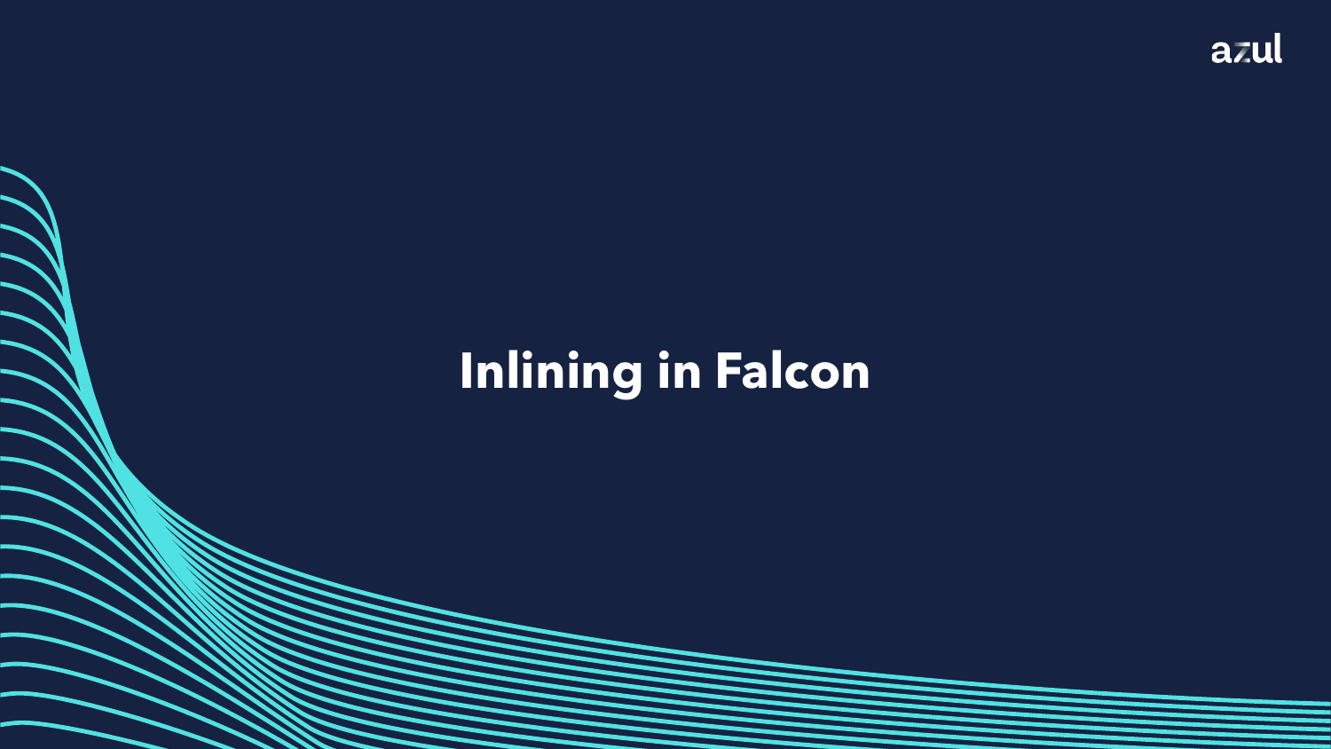# Inlining in Falcon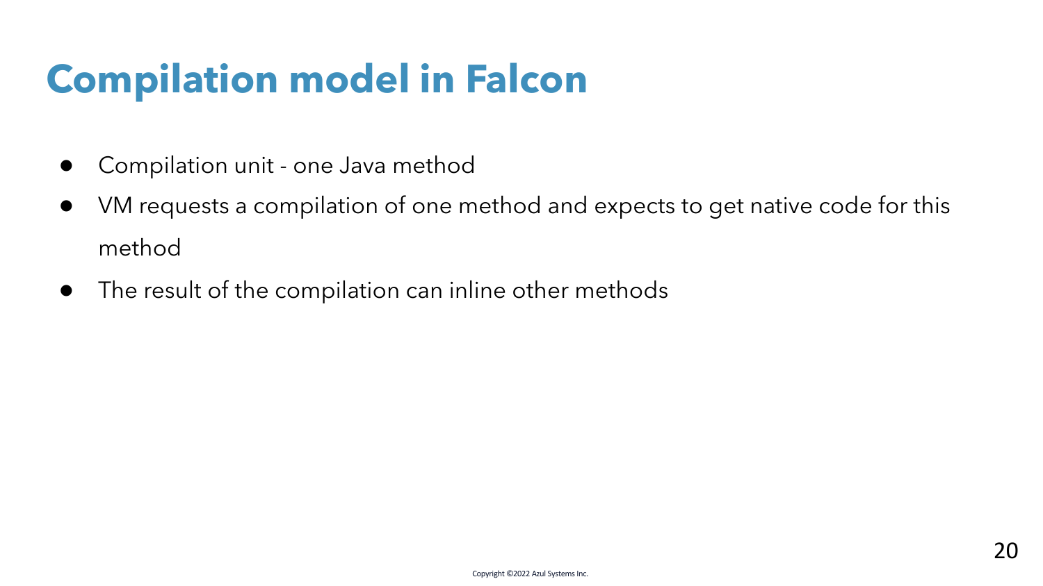# Compilation model in Falcon

- Compilation unit - one Java method
- VM requests a compilation of one method and expects to get native code for this method
- The result of the compilation can inline other methods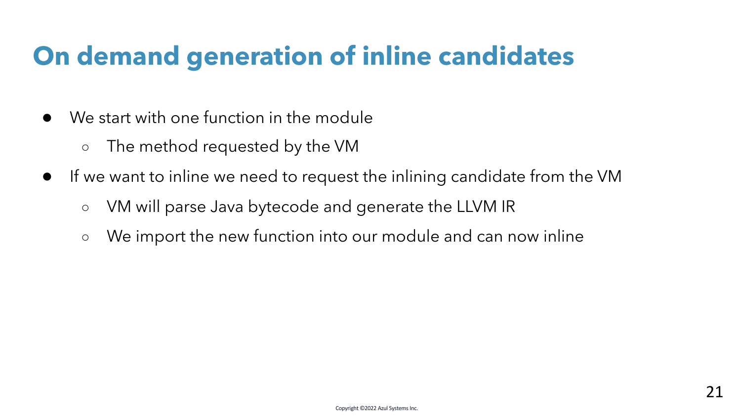# On demand generation of inline candidates

- We start with one function in the module
  - The method requested by the VM
- If we want to inline we need to request the inlining candidate from the VM
  - VM will parse Java bytecode and generate the LLVM IR
  - We import the new function into our module and can now inline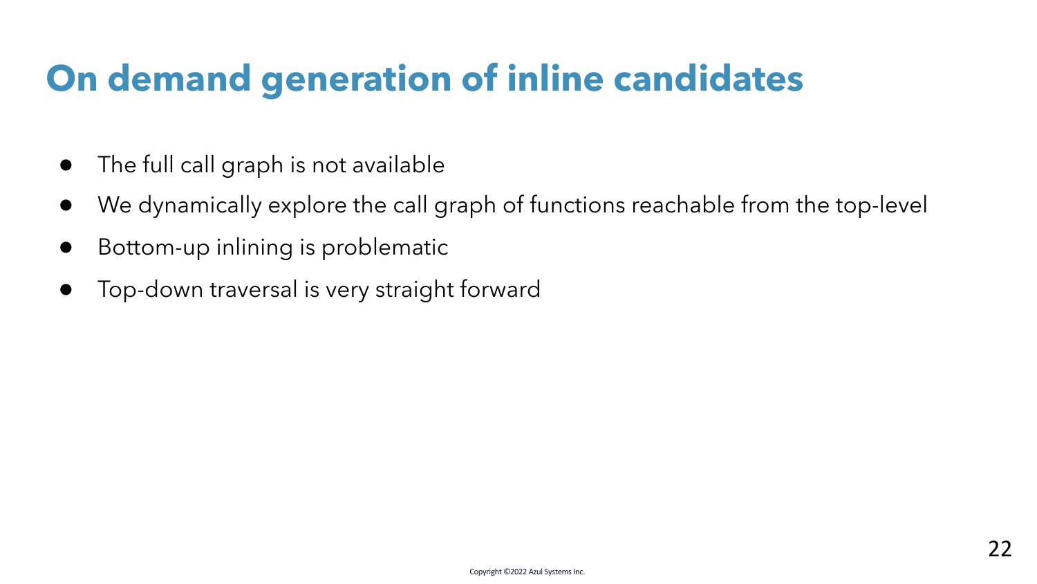# On demand generation of inline candidates

- The full call graph is not available
- We dynamically explore the call graph of functions reachable from the top-level
- Bottom-up inlining is problematic
- Top-down traversal is very straight forward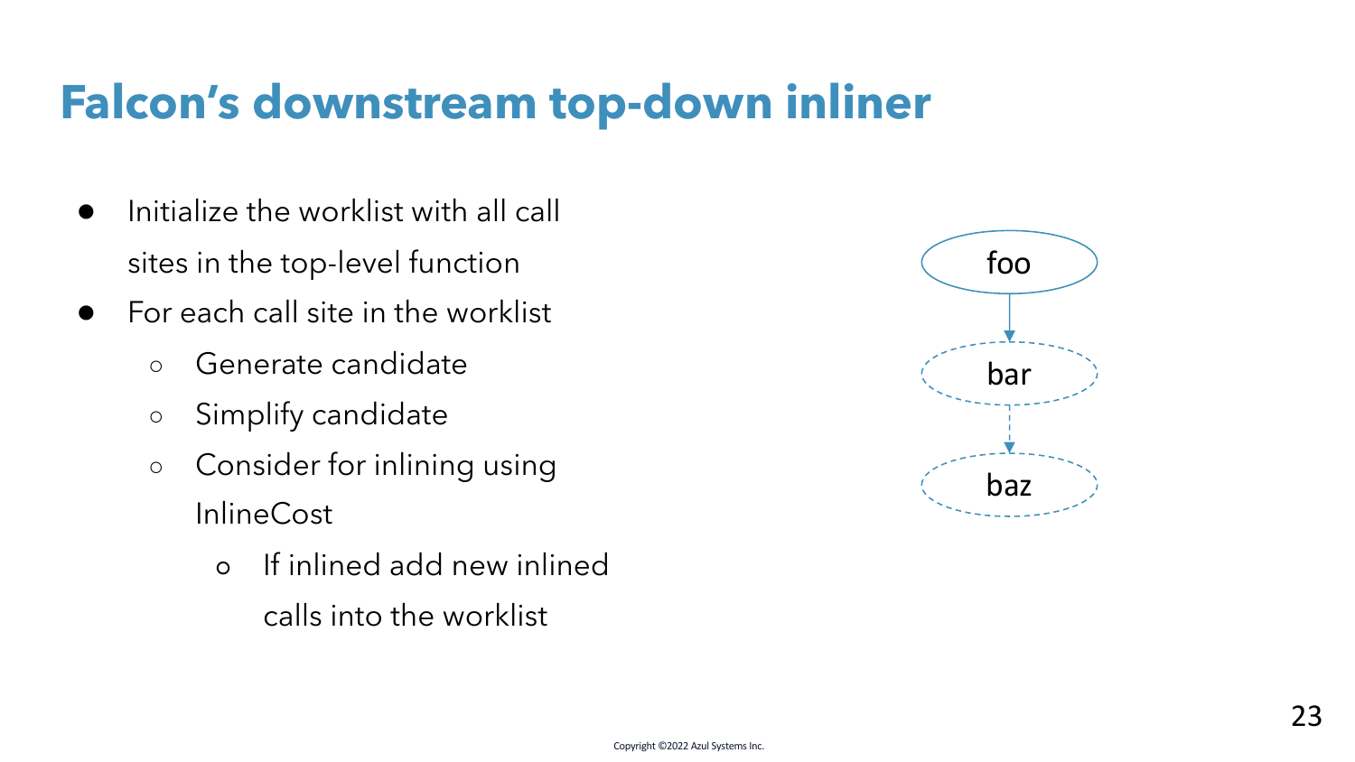# Falcon's downstream top-down inliner

- Initialize the worklist with all call sites in the top-level function
- For each call site in the worklist
  - Generate candidate
  - Simplify candidate
  - Consider for inlining using InlineCost
    - If inlined add new inlined calls into the worklist

foo → bar → baz

Copyright ©2022 Azul Systems Inc.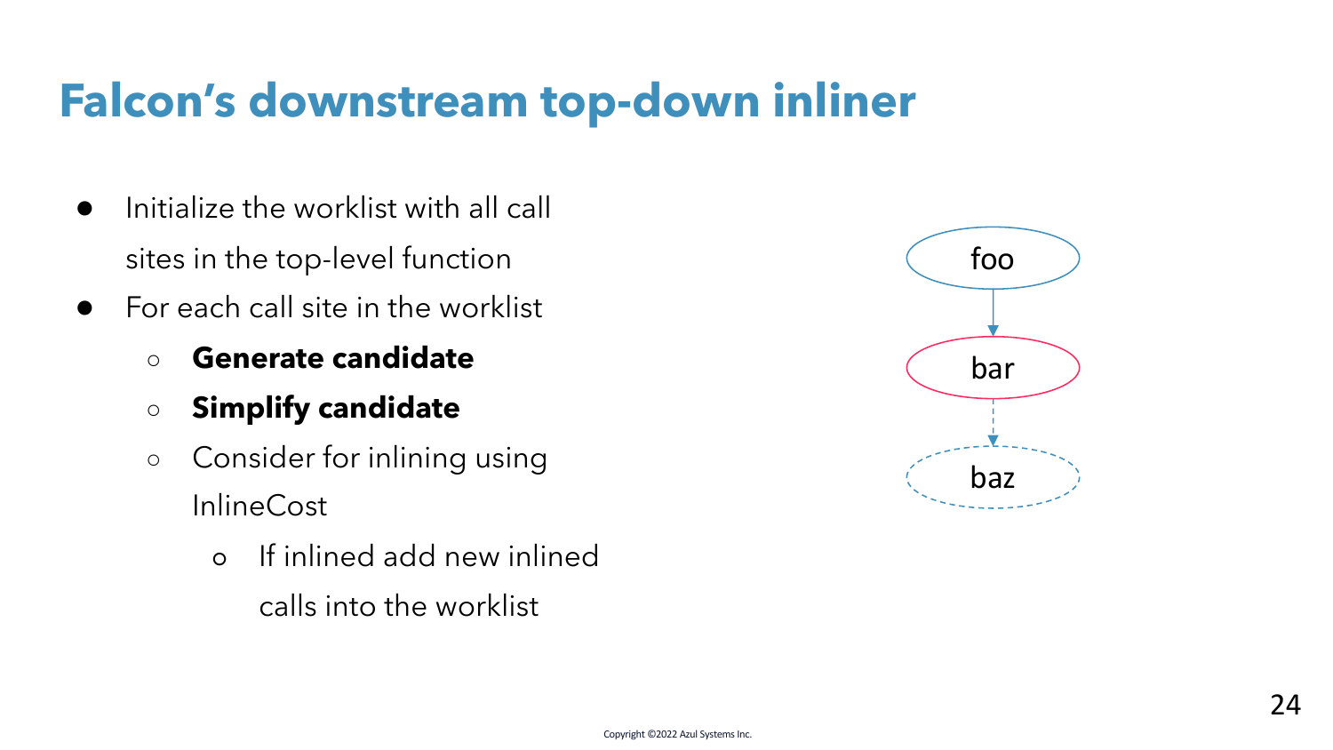# Falcon's downstream top-down inliner

- Initialize the worklist with all call sites in the top-level function
- For each call site in the worklist
  - **Generate candidate**
  - **Simplify candidate**
  - Consider for inlining using InlineCost
    - If inlined add new inlined calls into the worklist

foo

bar

baz

Copyright ©2022 Azul Systems Inc.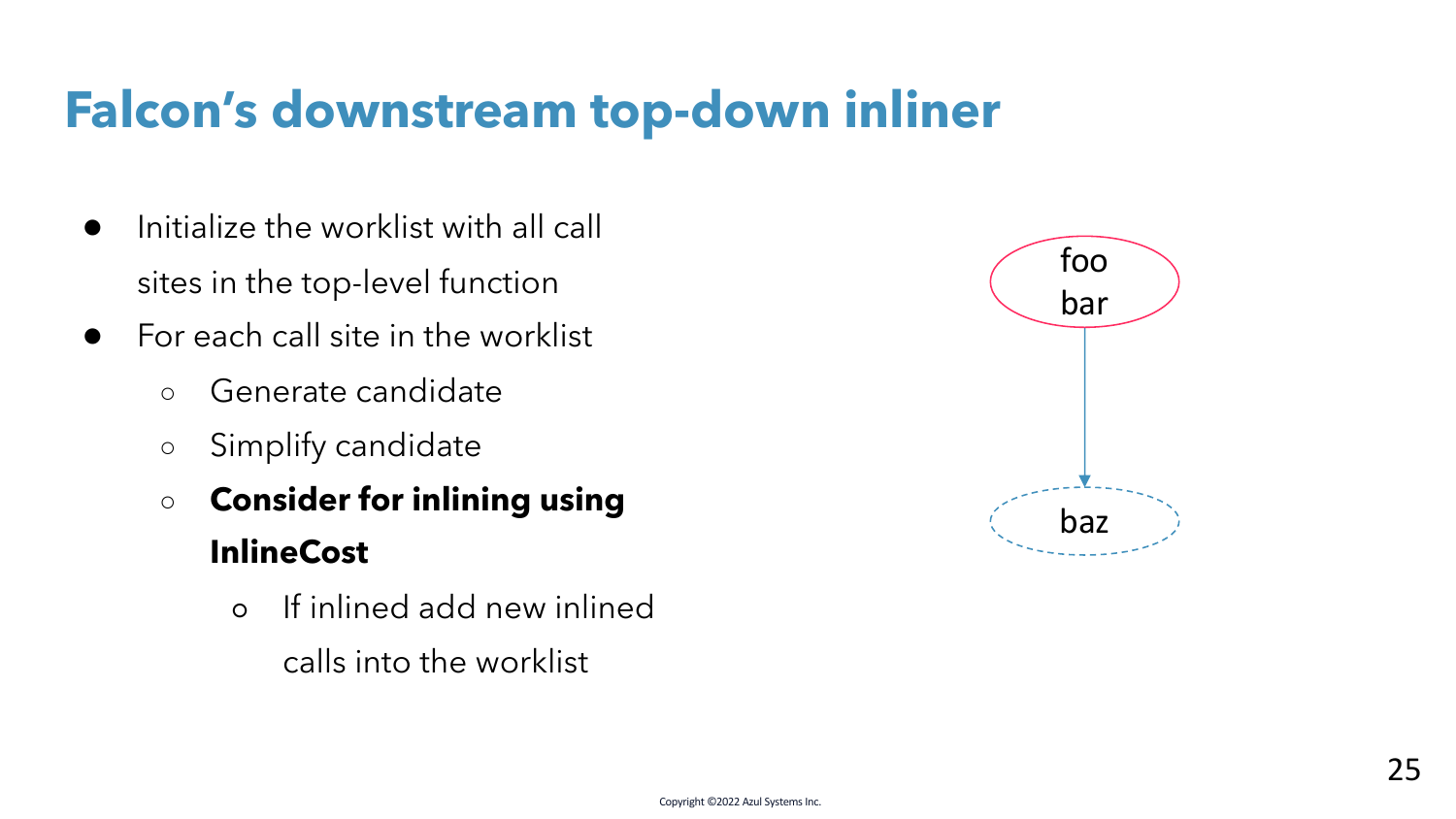# Falcon's downstream top-down inliner

- Initialize the worklist with all call sites in the top-level function
- For each call site in the worklist
  - Generate candidate
  - Simplify candidate
  - **Consider for inlining using InlineCost**
    - If inlined add new inlined calls into the worklist

foo
bar

baz

Copyright ©2022 Azul Systems Inc.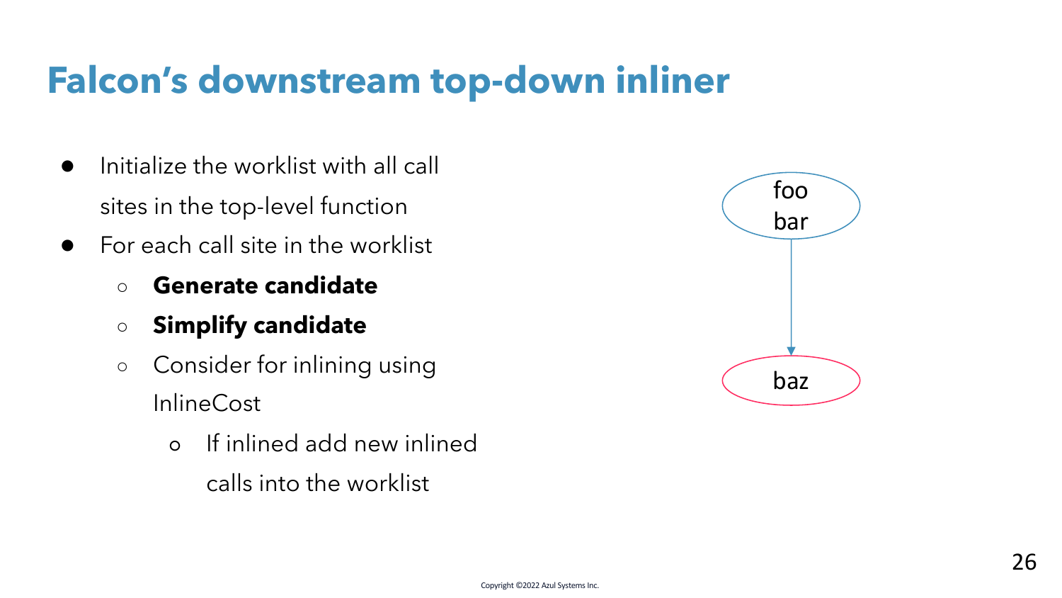# Falcon’s downstream top-down inliner

- Initialize the worklist with all call sites in the top-level function
- For each call site in the worklist
  - **Generate candidate**
  - **Simplify candidate**
  - Consider for inlining using InlineCost
    - If inlined add new inlined calls into the worklist

foo
bar

baz

Copyright ©2022 Azul Systems Inc.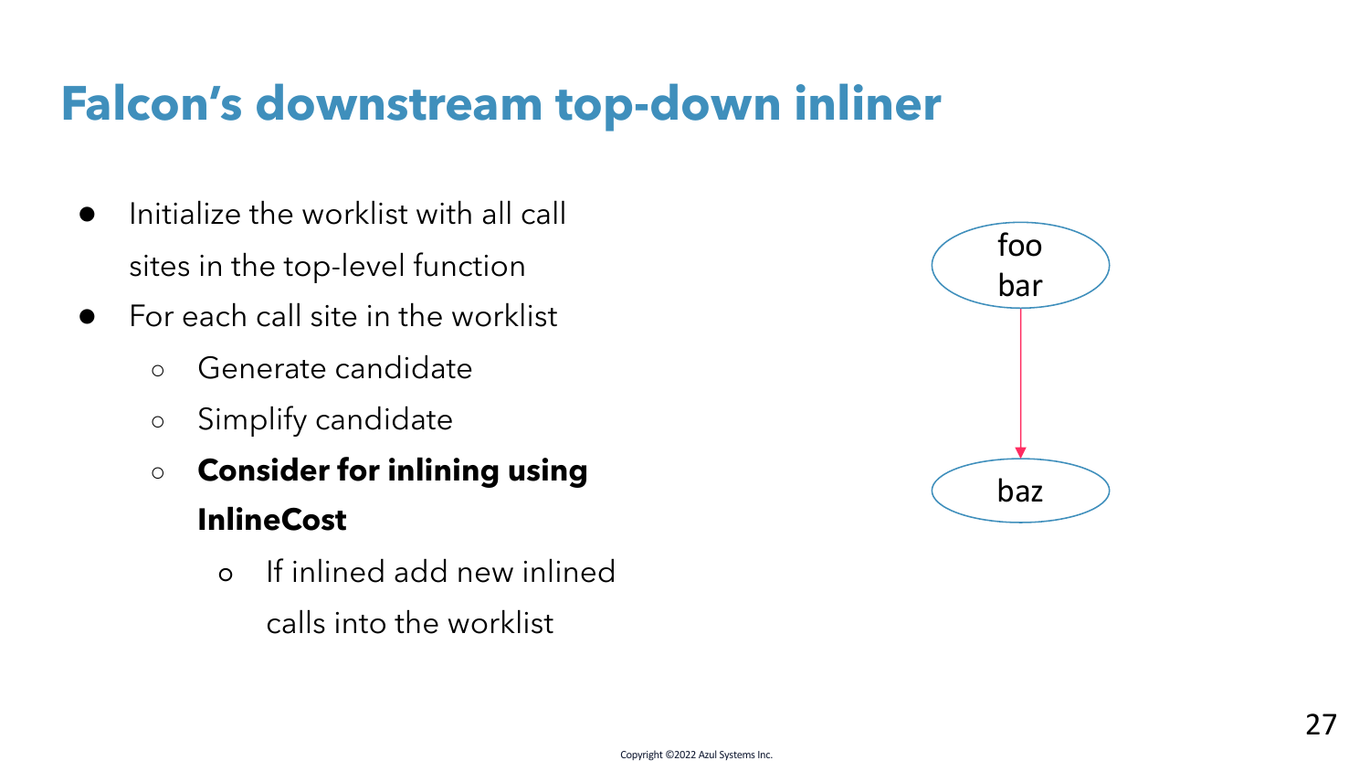# Falcon's downstream top-down inliner

- Initialize the worklist with all call sites in the top-level function
- For each call site in the worklist
  - Generate candidate
  - Simplify candidate
  - **Consider for inlining using InlineCost**
    - If inlined add new inlined calls into the worklist

foo
bar

baz

Copyright ©2022 Azul Systems Inc.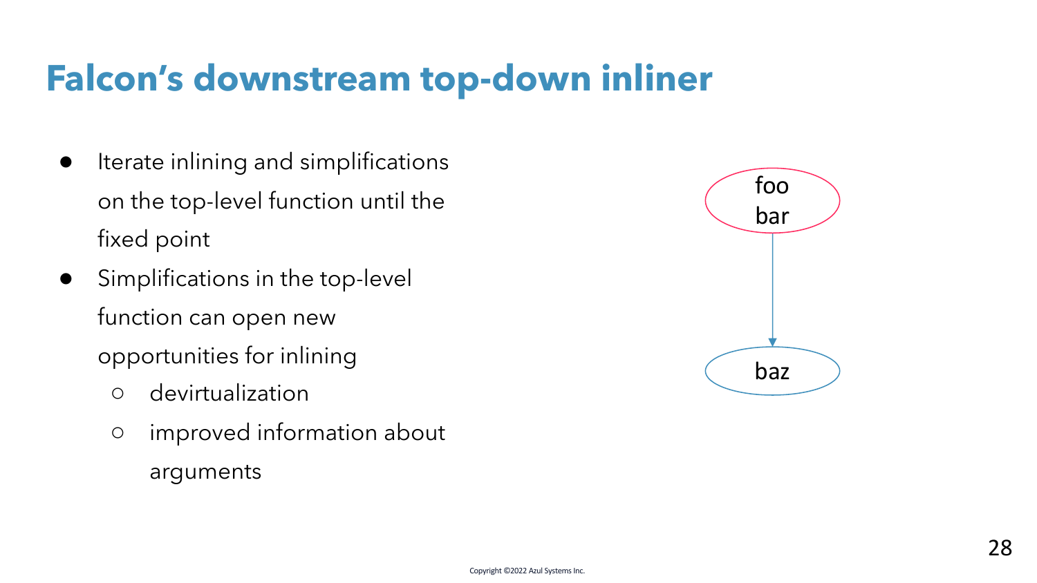# Falcon's downstream top-down inliner

- Iterate inlining and simplifications on the top-level function until the fixed point
- Simplifications in the top-level function can open new opportunities for inlining
  - devirtualization
  - improved information about arguments

foo
bar

baz

Copyright ©2022 Azul Systems Inc.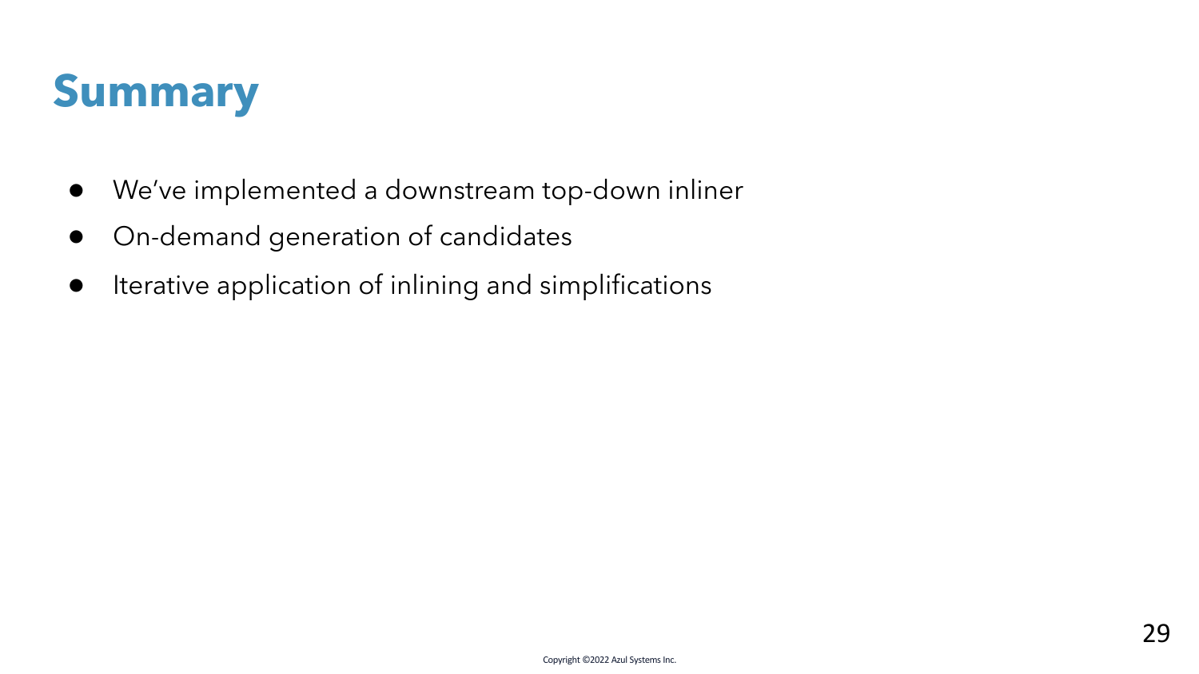# Summary

- We’ve implemented a downstream top-down inliner
- On-demand generation of candidates
- Iterative application of inlining and simplifications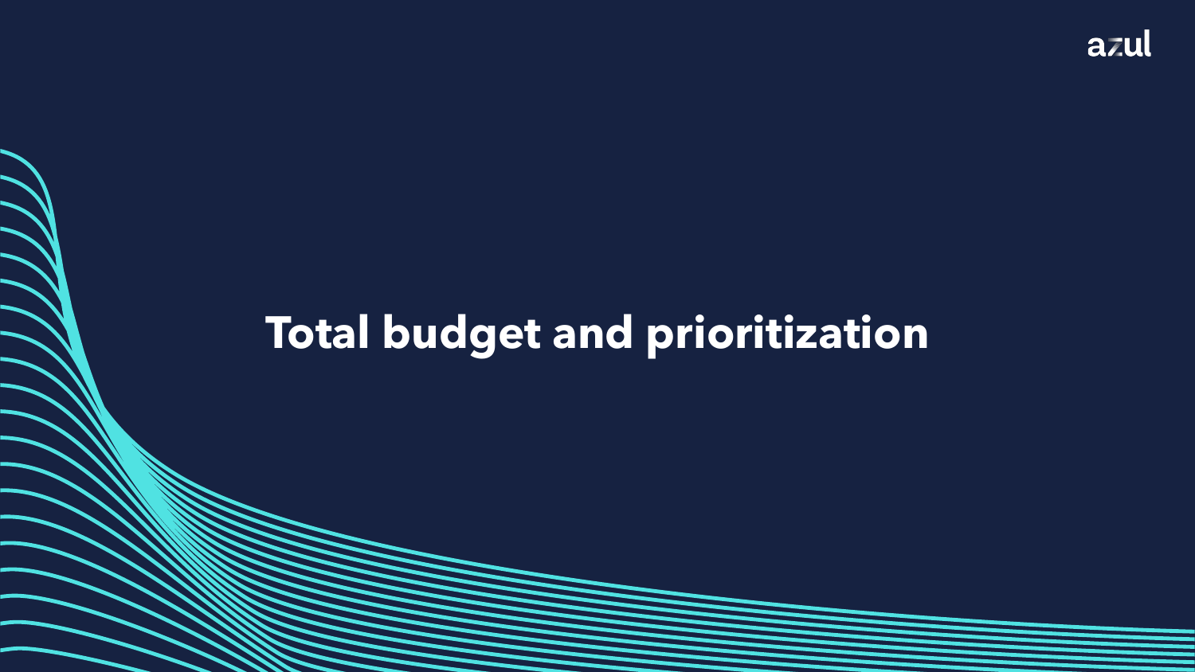# Total budget and prioritization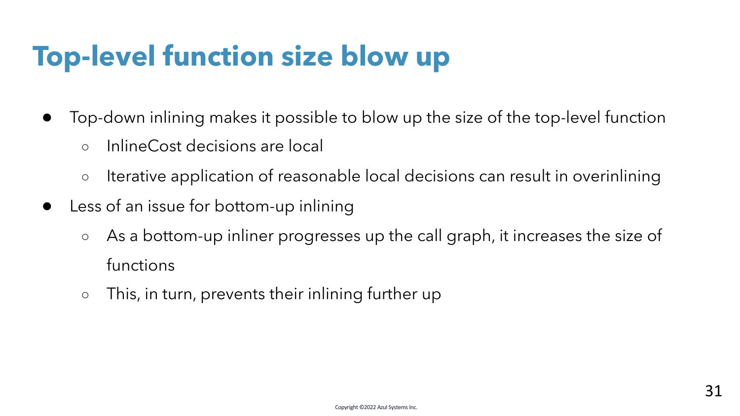# Top-level function size blow up

- Top-down inlining makes it possible to blow up the size of the top-level function
  - InlineCost decisions are local
  - Iterative application of reasonable local decisions can result in overinlining
- Less of an issue for bottom-up inlining
  - As a bottom-up inliner progresses up the call graph, it increases the size of functions
  - This, in turn, prevents their inlining further up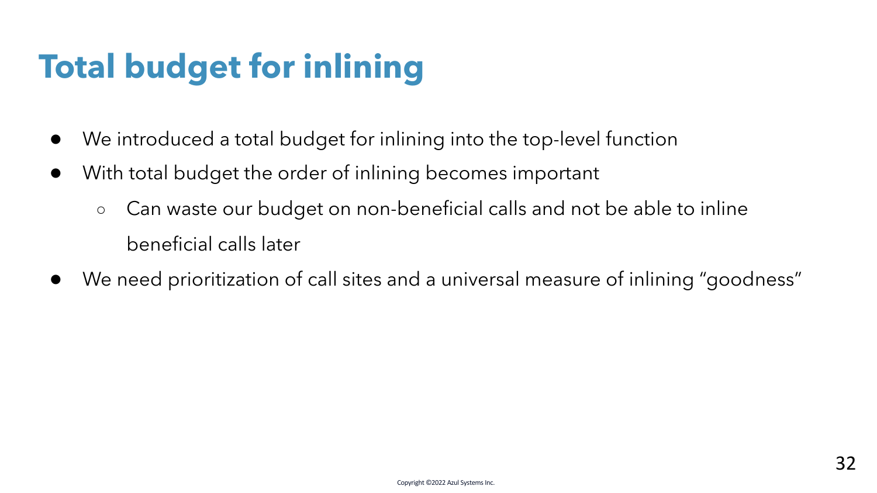# Total budget for inlining

- We introduced a total budget for inlining into the top-level function
- With total budget the order of inlining becomes important
  - Can waste our budget on non-beneficial calls and not be able to inline beneficial calls later
- We need prioritization of call sites and a universal measure of inlining “goodness”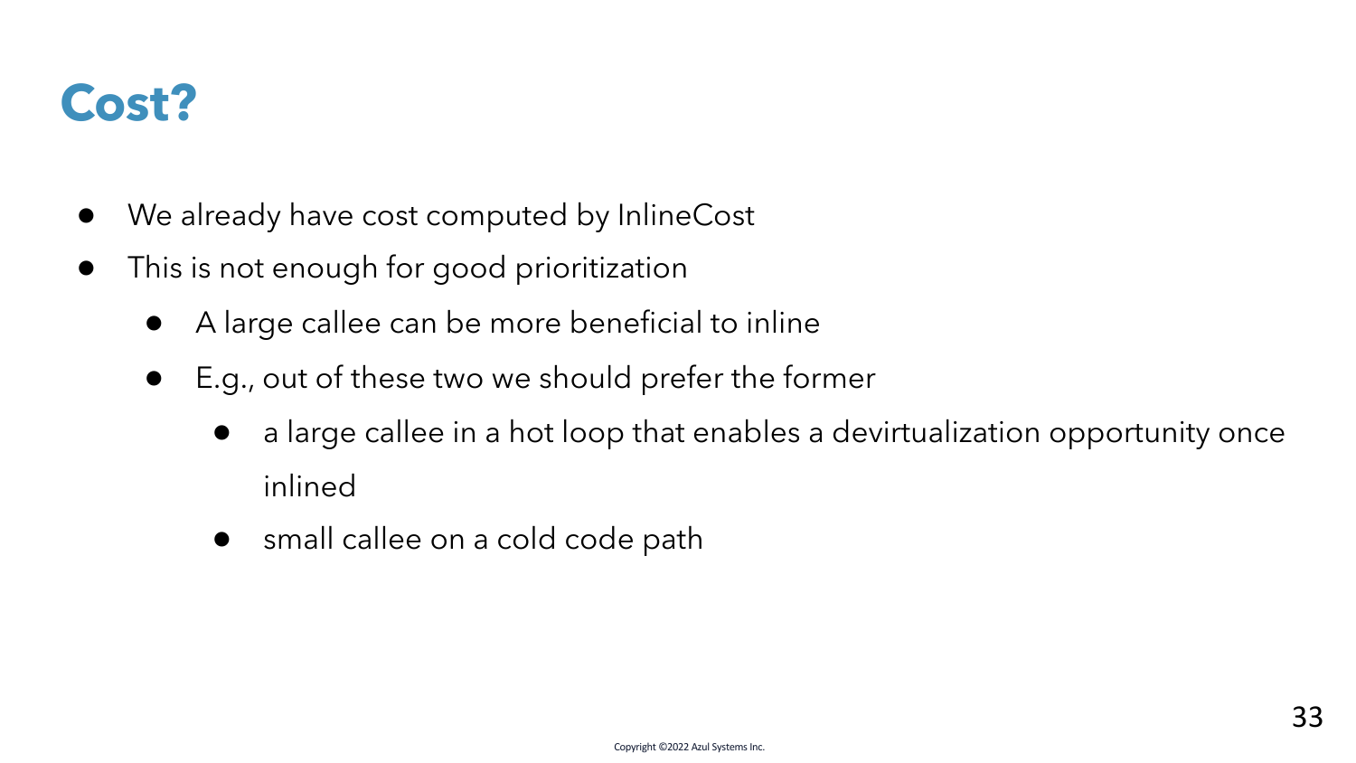# Cost?

- We already have cost computed by InlineCost
- This is not enough for good prioritization
  - A large callee can be more beneficial to inline
  - E.g., out of these two we should prefer the former
    - a large callee in a hot loop that enables a devirtualization opportunity once inlined
    - small callee on a cold code path

Copyright ©2022 Azul Systems Inc.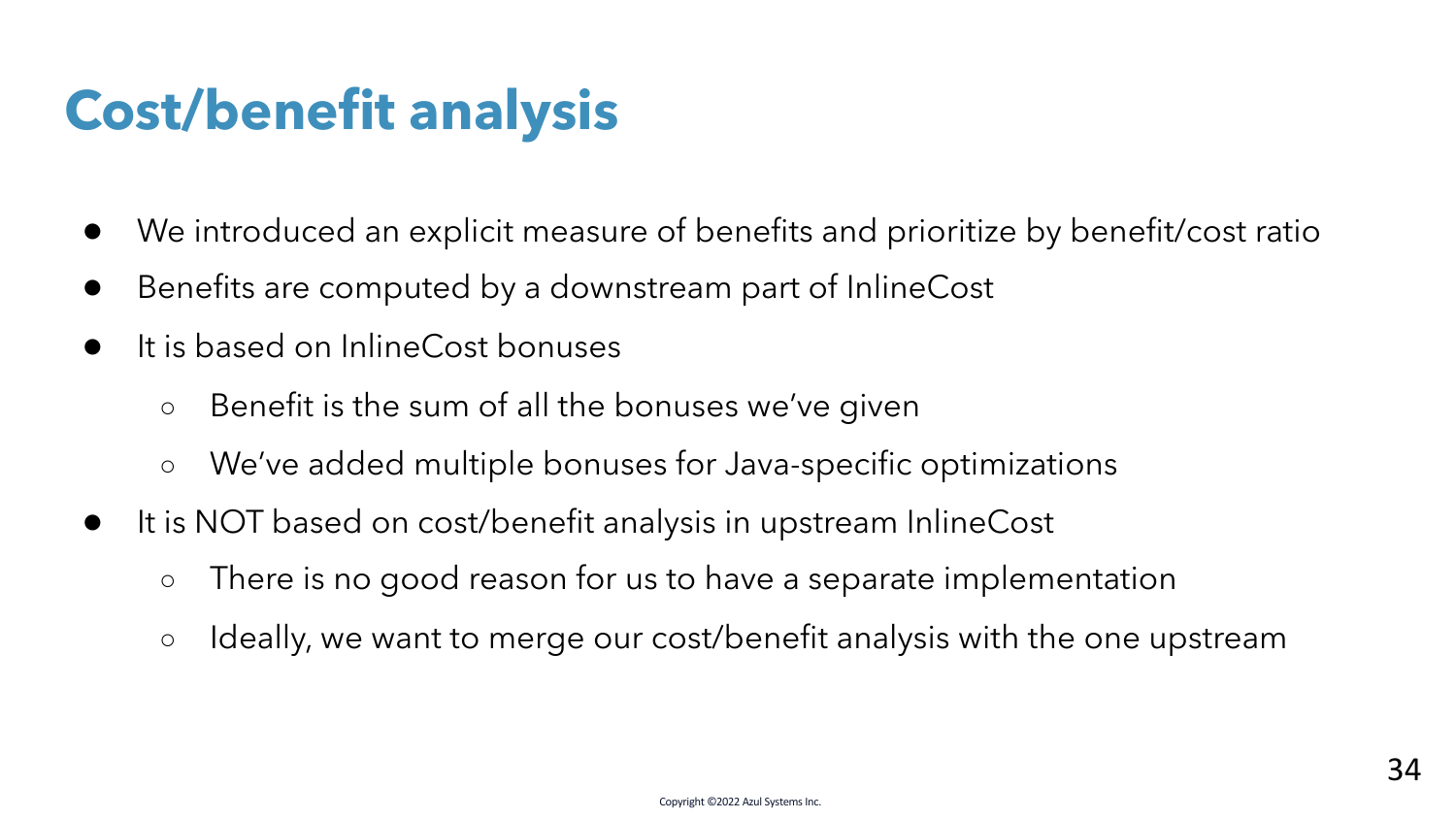# Cost/benefit analysis

- We introduced an explicit measure of benefits and prioritize by benefit/cost ratio
- Benefits are computed by a downstream part of InlineCost
- It is based on InlineCost bonuses
  - Benefit is the sum of all the bonuses we've given
  - We've added multiple bonuses for Java-specific optimizations
- It is NOT based on cost/benefit analysis in upstream InlineCost
  - There is no good reason for us to have a separate implementation
  - Ideally, we want to merge our cost/benefit analysis with the one upstream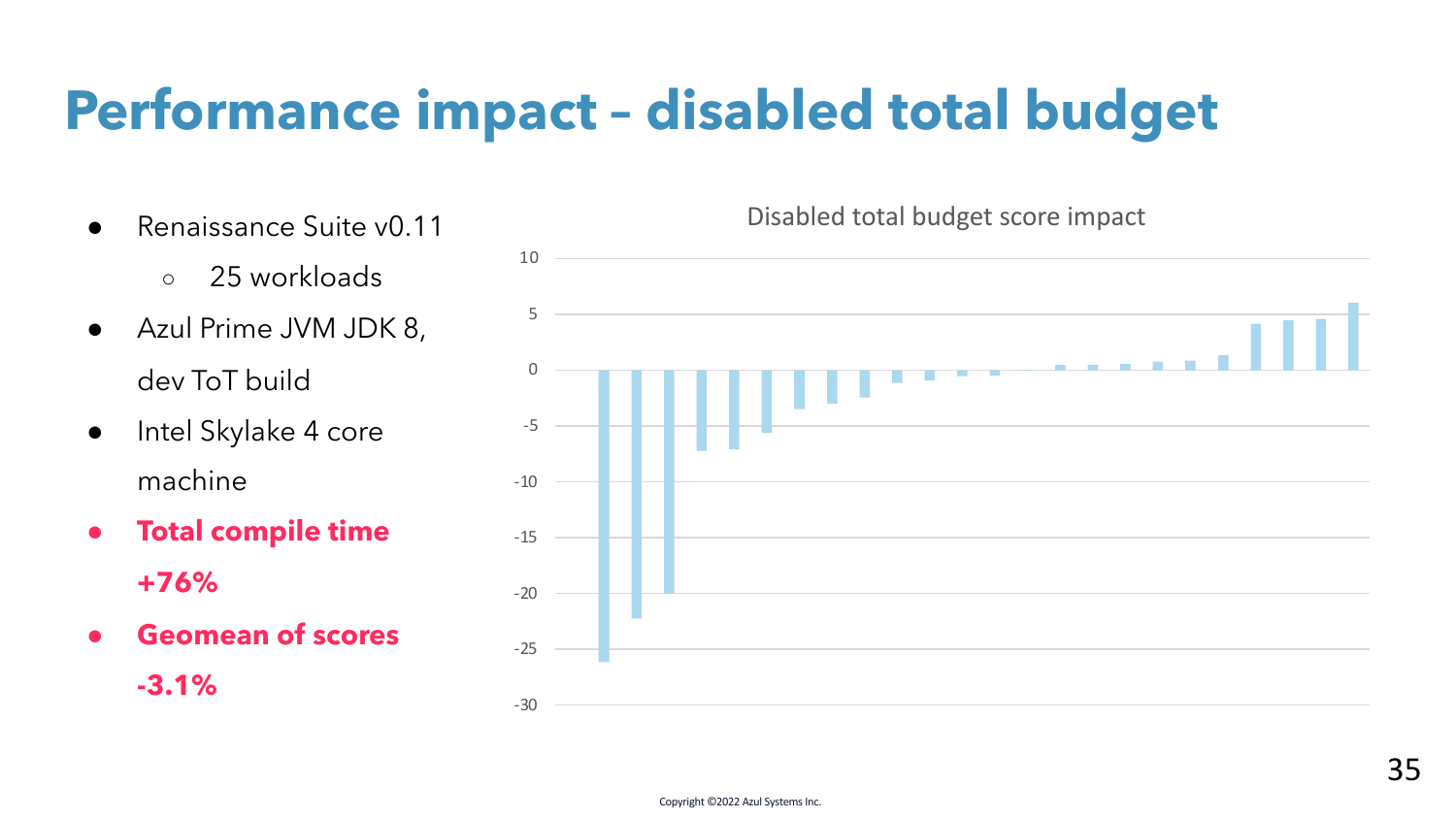# Performance impact – disabled total budget

- Renaissance Suite v0.11
  - 25 workloads
- Azul Prime JVM JDK 8, dev ToT build
- Intel Skylake 4 core machine
- **Total compile time +76%**
- **Geomean of scores -3.1%**

Disabled total budget score impact

Copyright ©2022 Azul Systems Inc.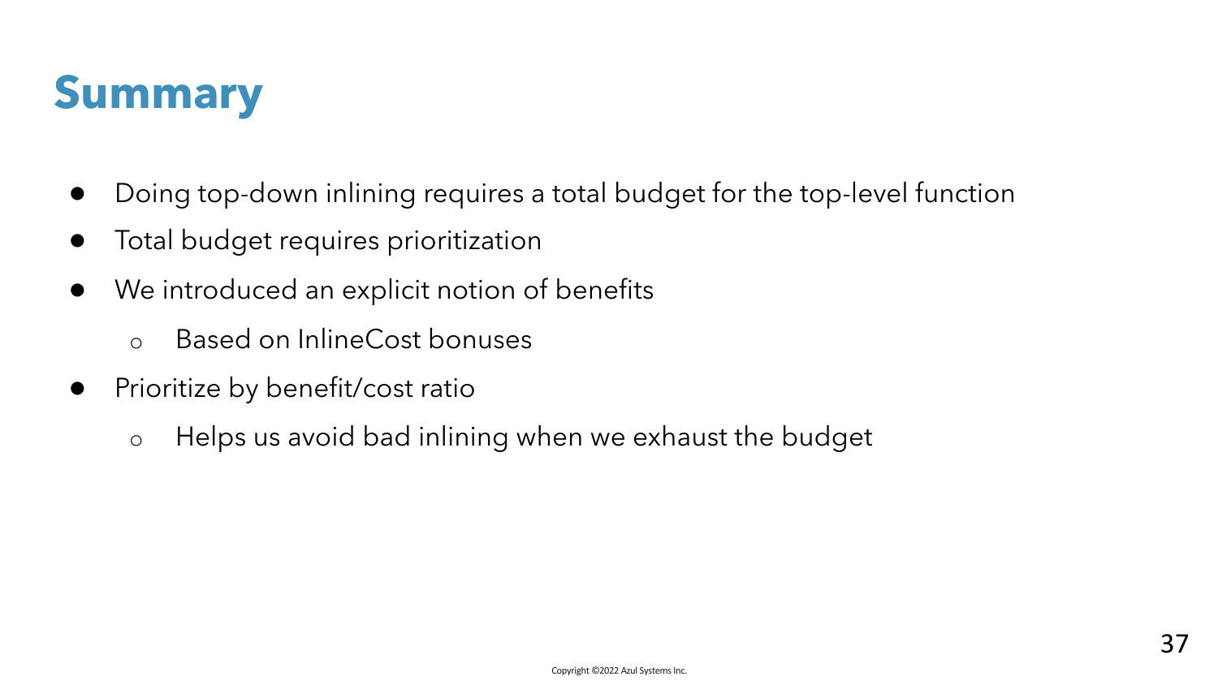# Summary

- Doing top-down inlining requires a total budget for the top-level function
- Total budget requires prioritization
- We introduced an explicit notion of benefits
  - Based on InlineCost bonuses
- Prioritize by benefit/cost ratio
  - Helps us avoid bad inlining when we exhaust the budget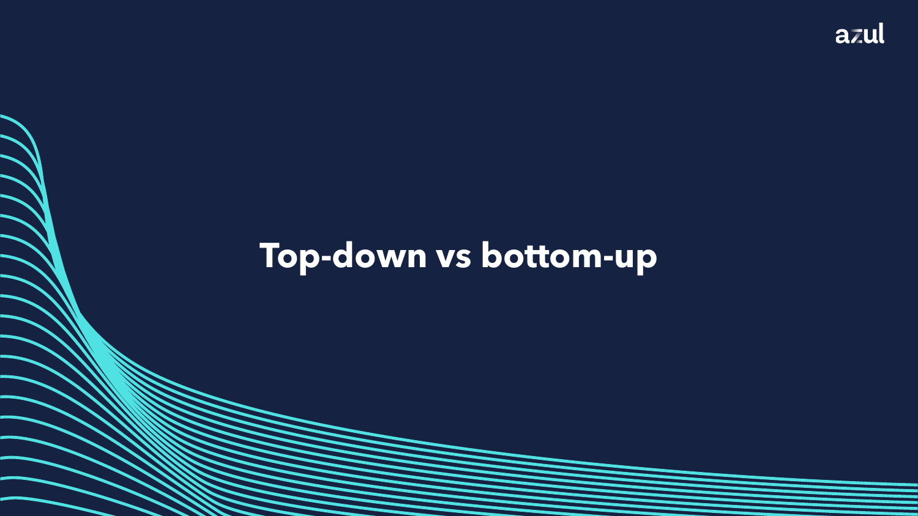# Top-down vs bottom-up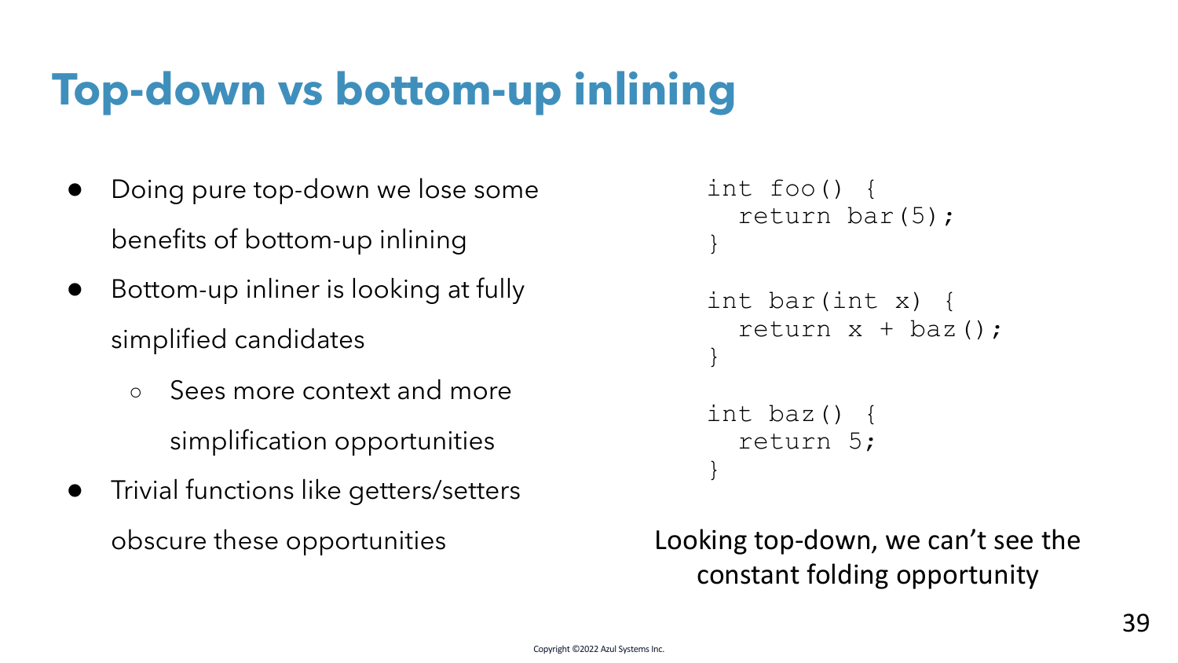# Top-down vs bottom-up inlining

- Doing pure top-down we lose some benefits of bottom-up inlining
- Bottom-up inliner is looking at fully simplified candidates
  - Sees more context and more simplification opportunities
- Trivial functions like getters/setters obscure these opportunities

```
int foo() {
  return bar(5);
}

int bar(int x) {
  return x + baz();
}

int baz() {
  return 5;
}
```

Looking top-down, we can't see the constant folding opportunity

Copyright ©2022 Azul Systems Inc.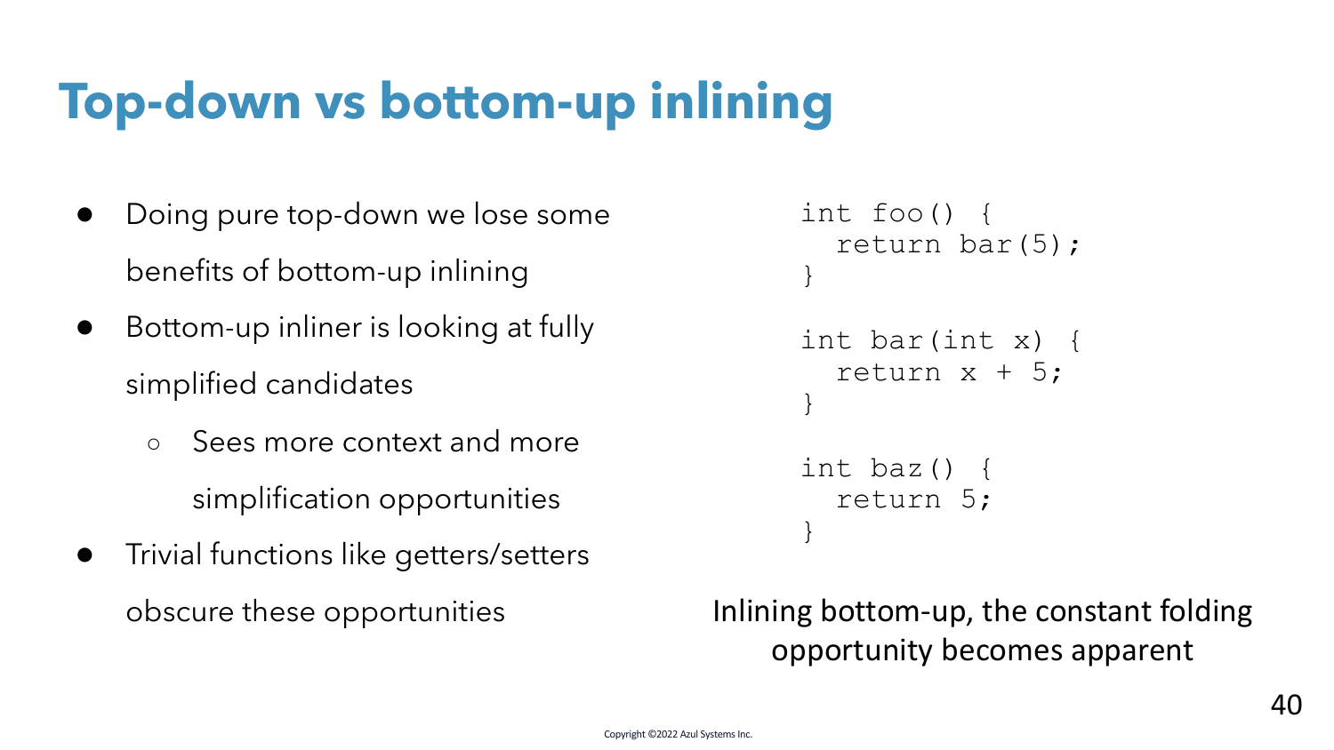# Top-down vs bottom-up inlining

- Doing pure top-down we lose some benefits of bottom-up inlining
- Bottom-up inliner is looking at fully simplified candidates
  - Sees more context and more simplification opportunities
- Trivial functions like getters/setters obscure these opportunities

```
int foo() {
  return bar(5);
}

int bar(int x) {
  return x + 5;
}

int baz() {
  return 5;
}
```

Inlining bottom-up, the constant folding opportunity becomes apparent

Copyright ©2022 Azul Systems Inc.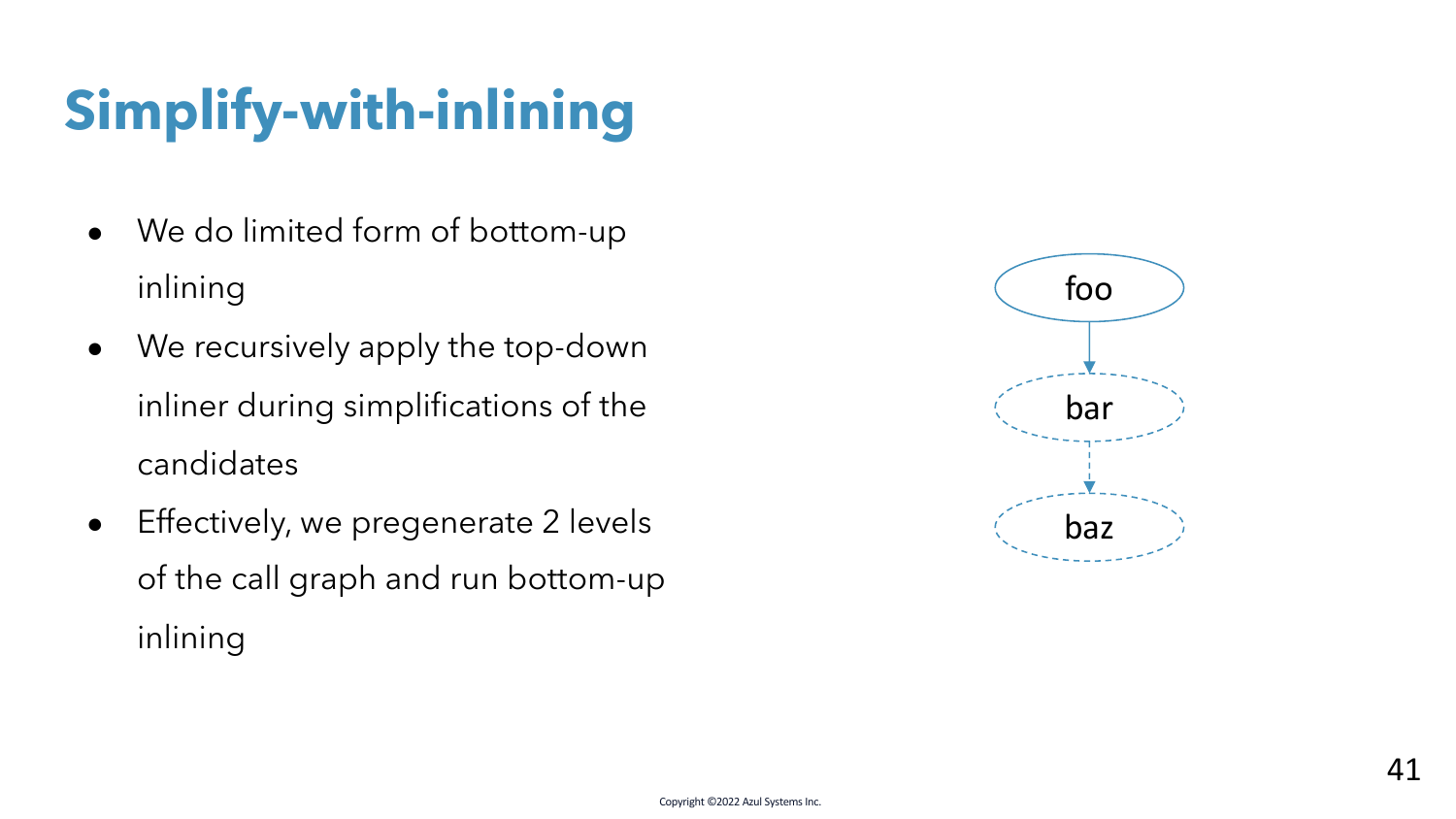# Simplify-with-inlining

- We do limited form of bottom-up inlining
- We recursively apply the top-down inliner during simplifications of the candidates
- Effectively, we pregenerate 2 levels of the call graph and run bottom-up inlining

foo

bar

baz

Copyright ©2022 Azul Systems Inc.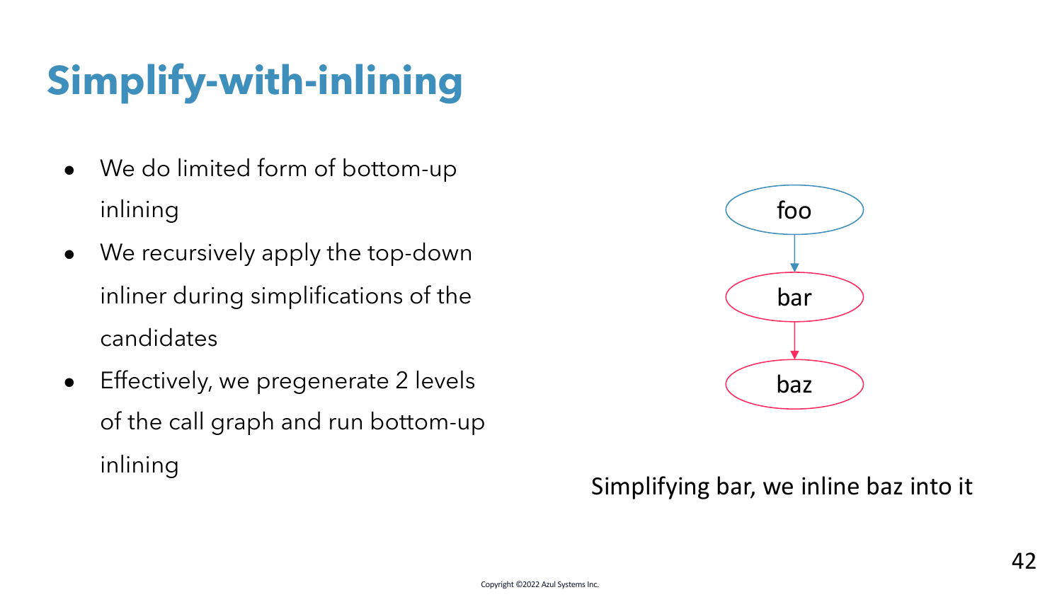# Simplify-with-inlining

- We do limited form of bottom-up inlining
- We recursively apply the top-down inliner during simplifications of the candidates
- Effectively, we pregenerate 2 levels of the call graph and run bottom-up inlining

foo → bar → baz

Simplifying bar, we inline baz into it

Copyright ©2022 Azul Systems Inc.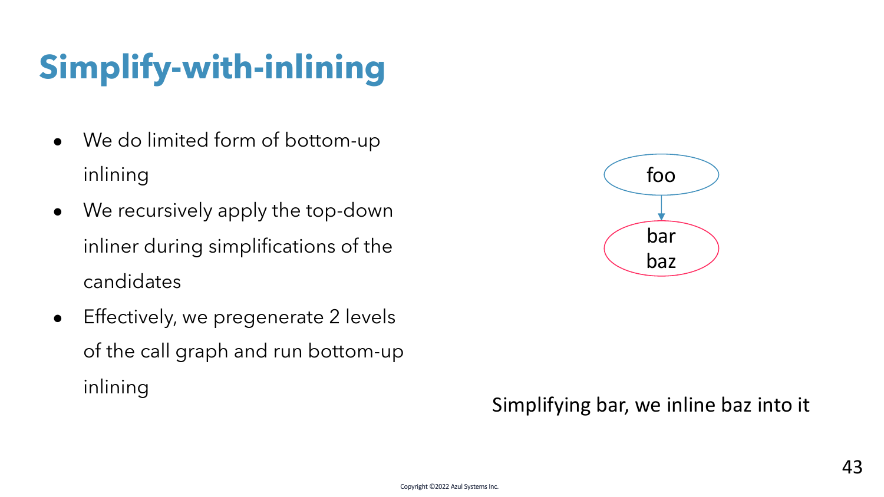# Simplify-with-inlining

- We do limited form of bottom-up inlining
- We recursively apply the top-down inliner during simplifications of the candidates
- Effectively, we pregenerate 2 levels of the call graph and run bottom-up inlining

foo

bar
baz

Simplifying bar, we inline baz into it

Copyright ©2022 Azul Systems Inc.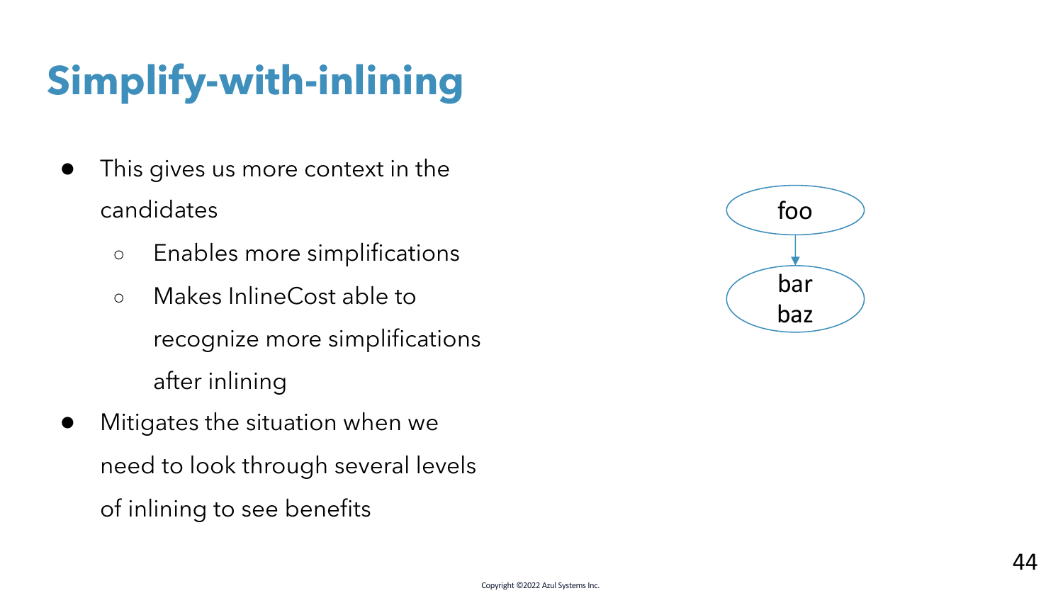# Simplify-with-inlining

- This gives us more context in the candidates
  - Enables more simplifications
  - Makes InlineCost able to recognize more simplifications after inlining
- Mitigates the situation when we need to look through several levels of inlining to see benefits

foo

bar
baz

Copyright ©2022 Azul Systems Inc.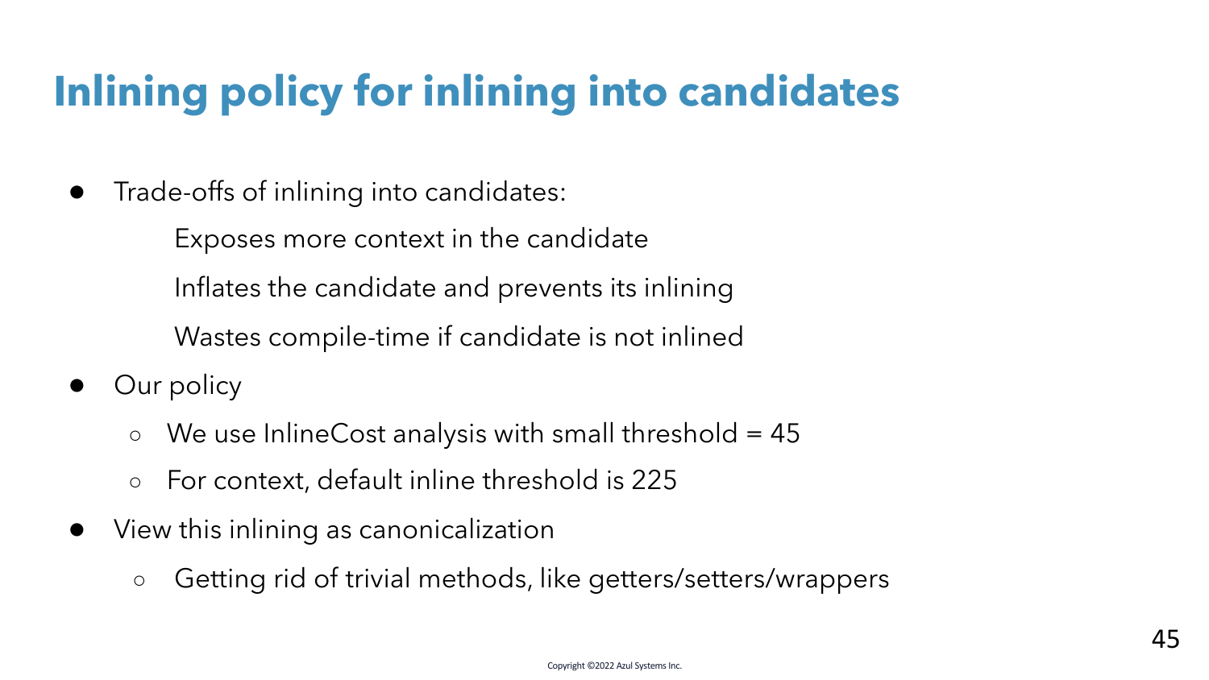# Inlining policy for inlining into candidates

- Trade-offs of inlining into candidates:

  Exposes more context in the candidate

  Inflates the candidate and prevents its inlining

  Wastes compile-time if candidate is not inlined

- Our policy
  - We use InlineCost analysis with small threshold = 45
  - For context, default inline threshold is 225
- View this inlining as canonicalization
  - Getting rid of trivial methods, like getters/setters/wrappers

Copyright ©2022 Azul Systems Inc.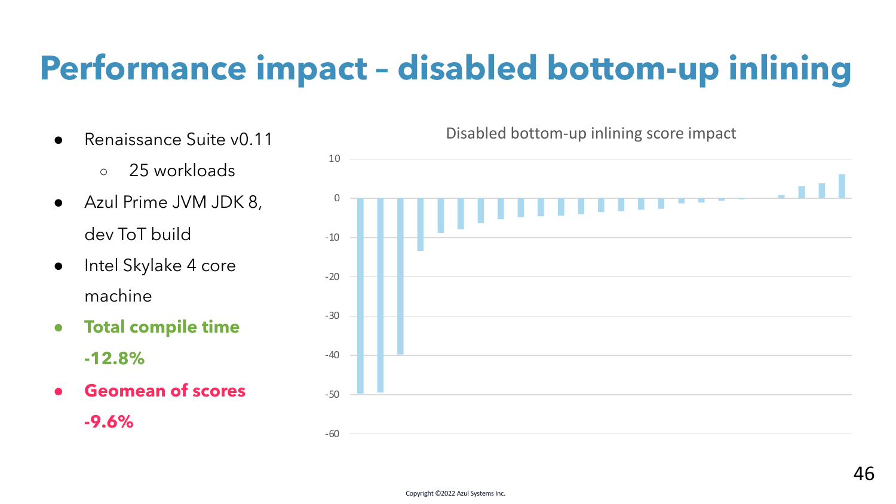# Performance impact – disabled bottom-up inlining

- Renaissance Suite v0.11
  - 25 workloads
- Azul Prime JVM JDK 8, dev ToT build
- Intel Skylake 4 core machine
- **Total compile time -12.8%**
- **Geomean of scores -9.6%**

Disabled bottom-up inlining score impact

Copyright ©2022 Azul Systems Inc.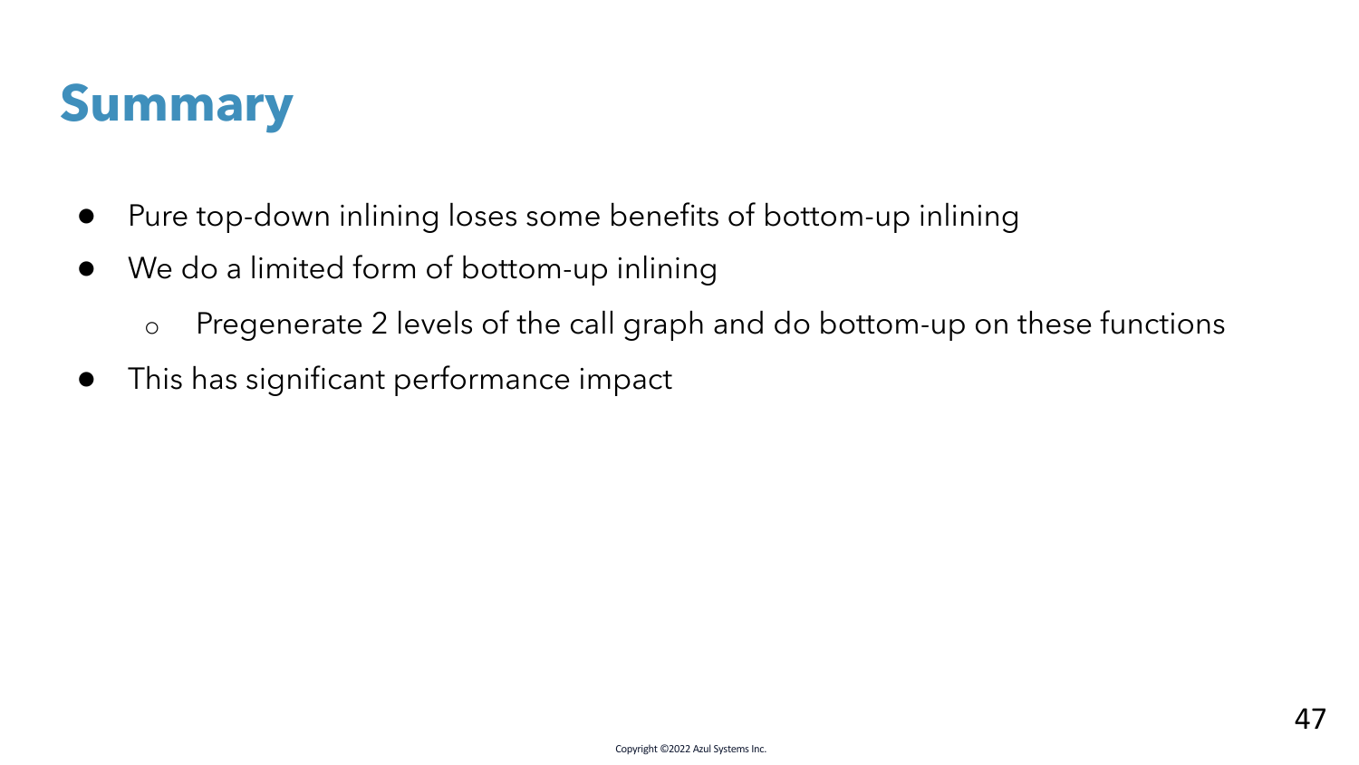# Summary

- Pure top-down inlining loses some benefits of bottom-up inlining
- We do a limited form of bottom-up inlining
  - Pregenerate 2 levels of the call graph and do bottom-up on these functions
- This has significant performance impact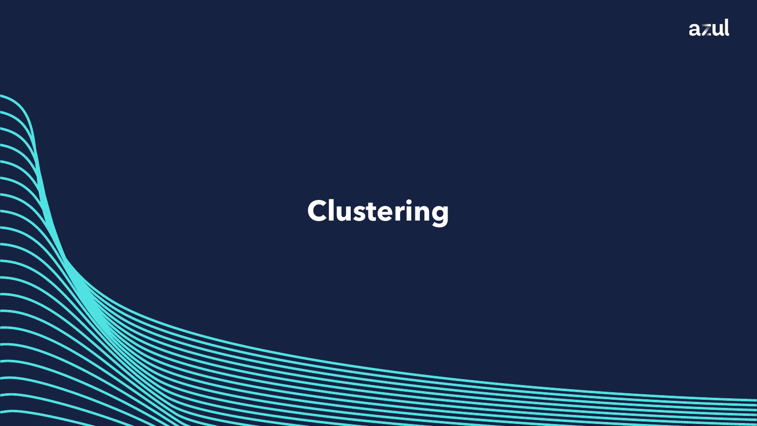# Clustering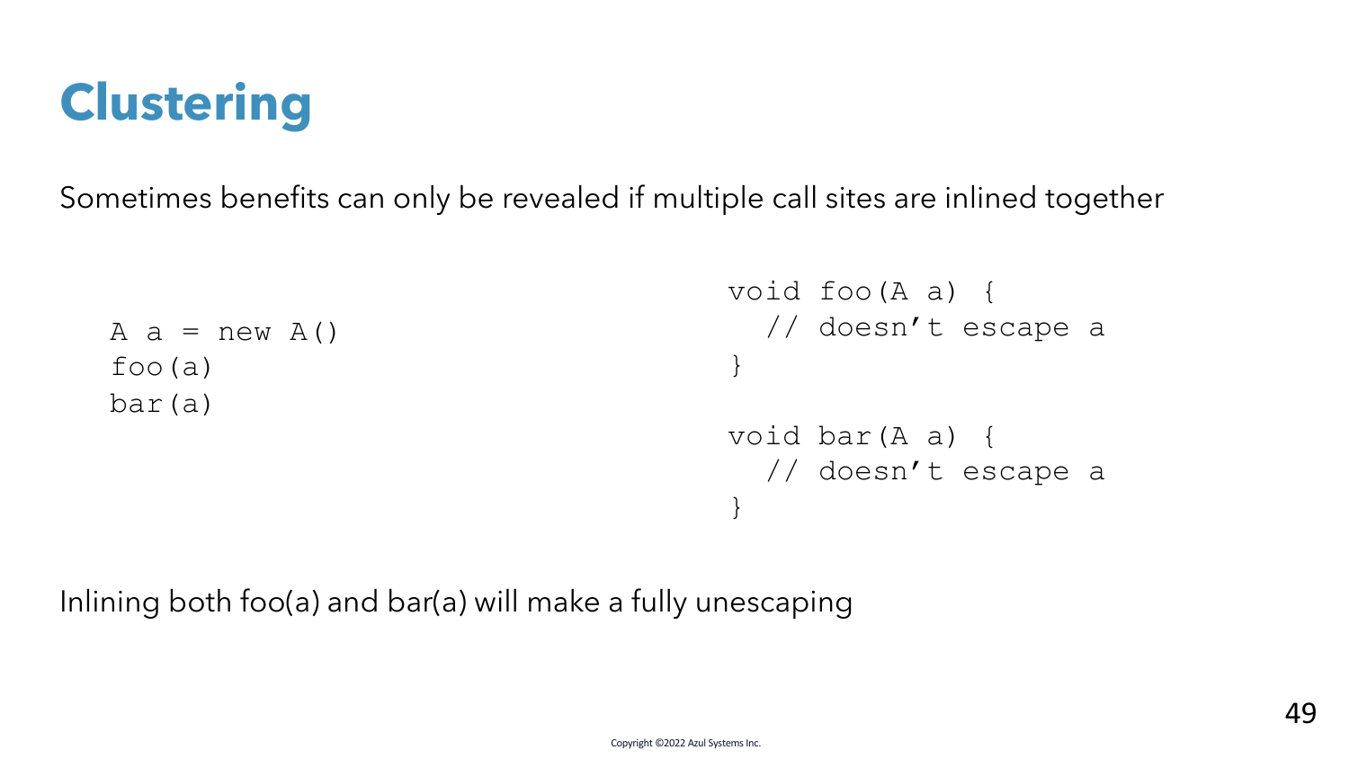# Clustering

Sometimes benefits can only be revealed if multiple call sites are inlined together

```
A a = new A()
foo(a)
bar(a)
```

```
void foo(A a) {
  // doesn’t escape a
}

void bar(A a) {
  // doesn’t escape a
}
```

Inlining both foo(a) and bar(a) will make a fully unescaping

Copyright ©2022 Azul Systems Inc.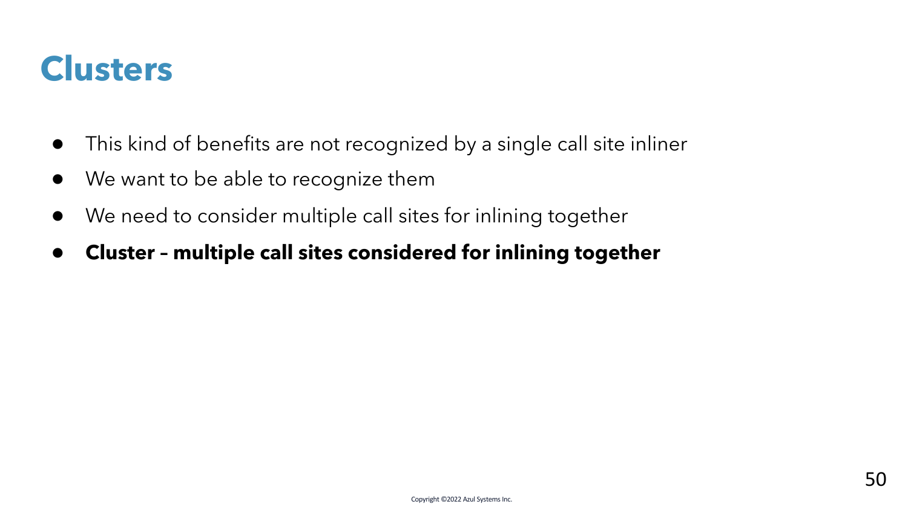# Clusters

- This kind of benefits are not recognized by a single call site inliner
- We want to be able to recognize them
- We need to consider multiple call sites for inlining together
- **Cluster – multiple call sites considered for inlining together**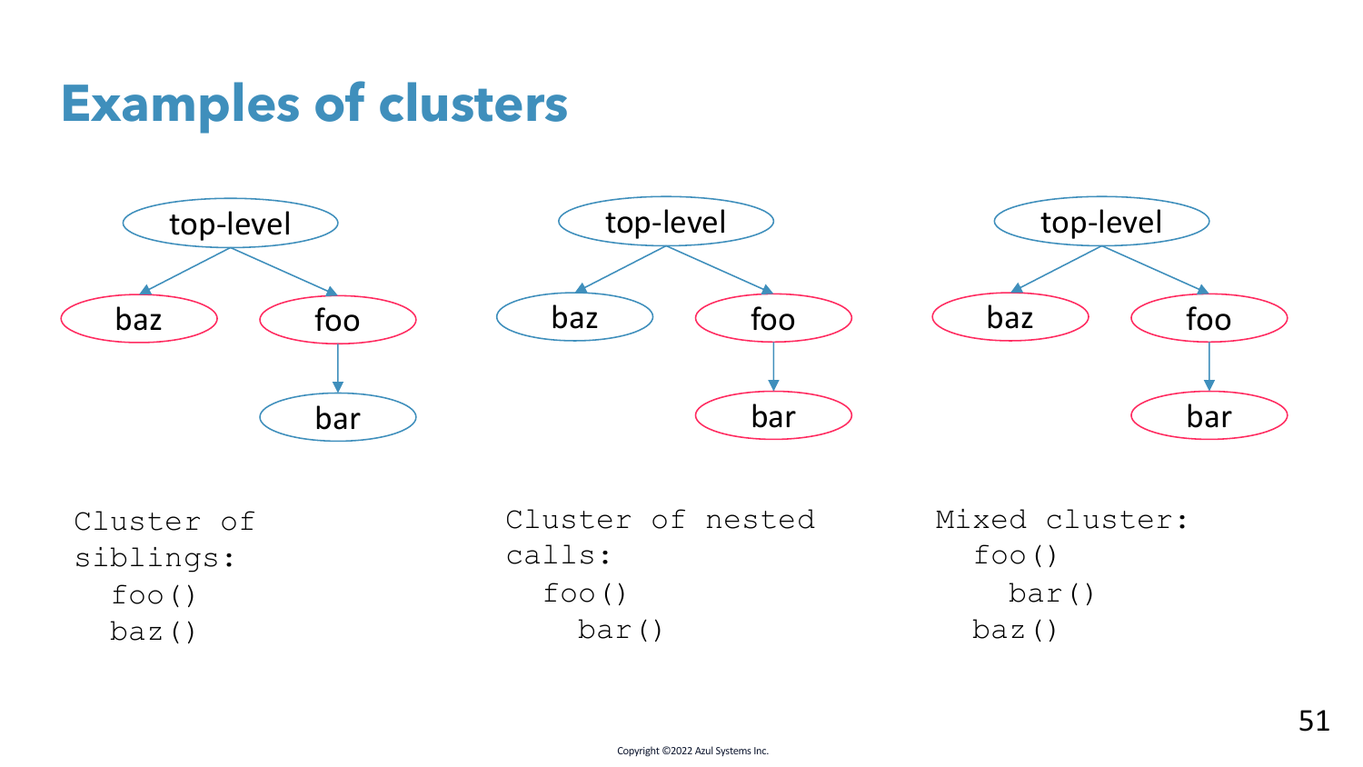# Examples of clusters

top-level → baz, foo; foo → bar

```
Cluster of
siblings:
  foo()
  baz()
```

top-level → baz, foo; foo → bar

```
Cluster of nested
calls:
  foo()
    bar()
```

top-level → baz, foo; foo → bar

```
Mixed cluster:
  foo()
    bar()
  baz()
```

Copyright ©2022 Azul Systems Inc.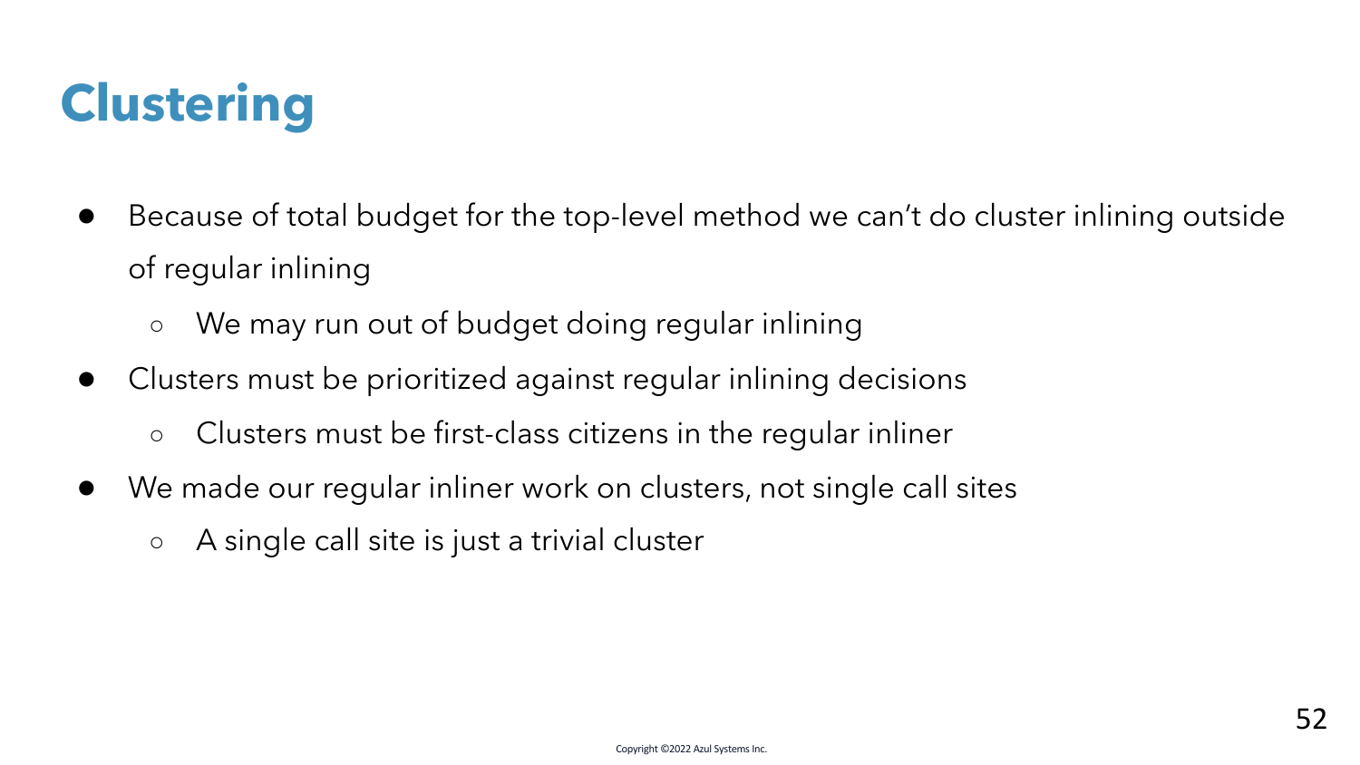# Clustering

- Because of total budget for the top-level method we can't do cluster inlining outside of regular inlining
  - We may run out of budget doing regular inlining
- Clusters must be prioritized against regular inlining decisions
  - Clusters must be first-class citizens in the regular inliner
- We made our regular inliner work on clusters, not single call sites
  - A single call site is just a trivial cluster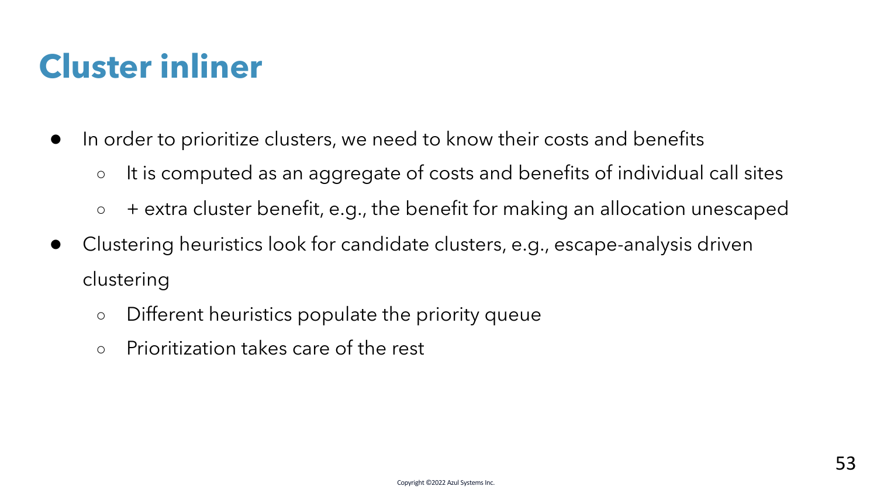# Cluster inliner

- In order to prioritize clusters, we need to know their costs and benefits
  - It is computed as an aggregate of costs and benefits of individual call sites
  - + extra cluster benefit, e.g., the benefit for making an allocation unescaped
- Clustering heuristics look for candidate clusters, e.g., escape-analysis driven clustering
  - Different heuristics populate the priority queue
  - Prioritization takes care of the rest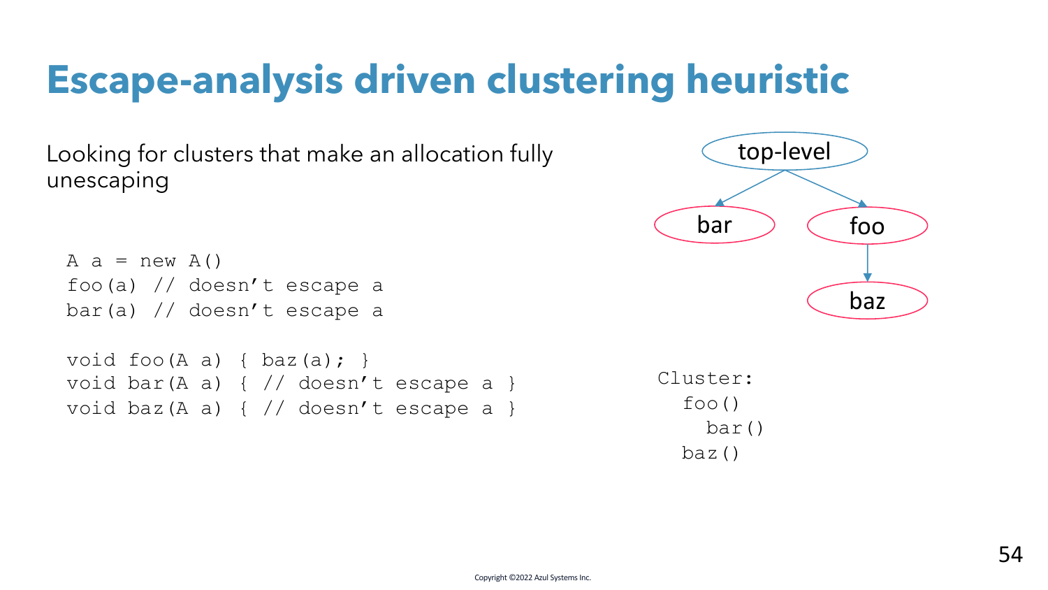# Escape-analysis driven clustering heuristic

Looking for clusters that make an allocation fully unescaping

```
A a = new A()
foo(a) // doesn't escape a
bar(a) // doesn't escape a

void foo(A a) { baz(a); }
void bar(A a) { // doesn't escape a }
void baz(A a) { // doesn't escape a }
```

top-level → bar, foo; foo → baz

```
Cluster:
  foo()
    bar()
  baz()
```

Copyright ©2022 Azul Systems Inc.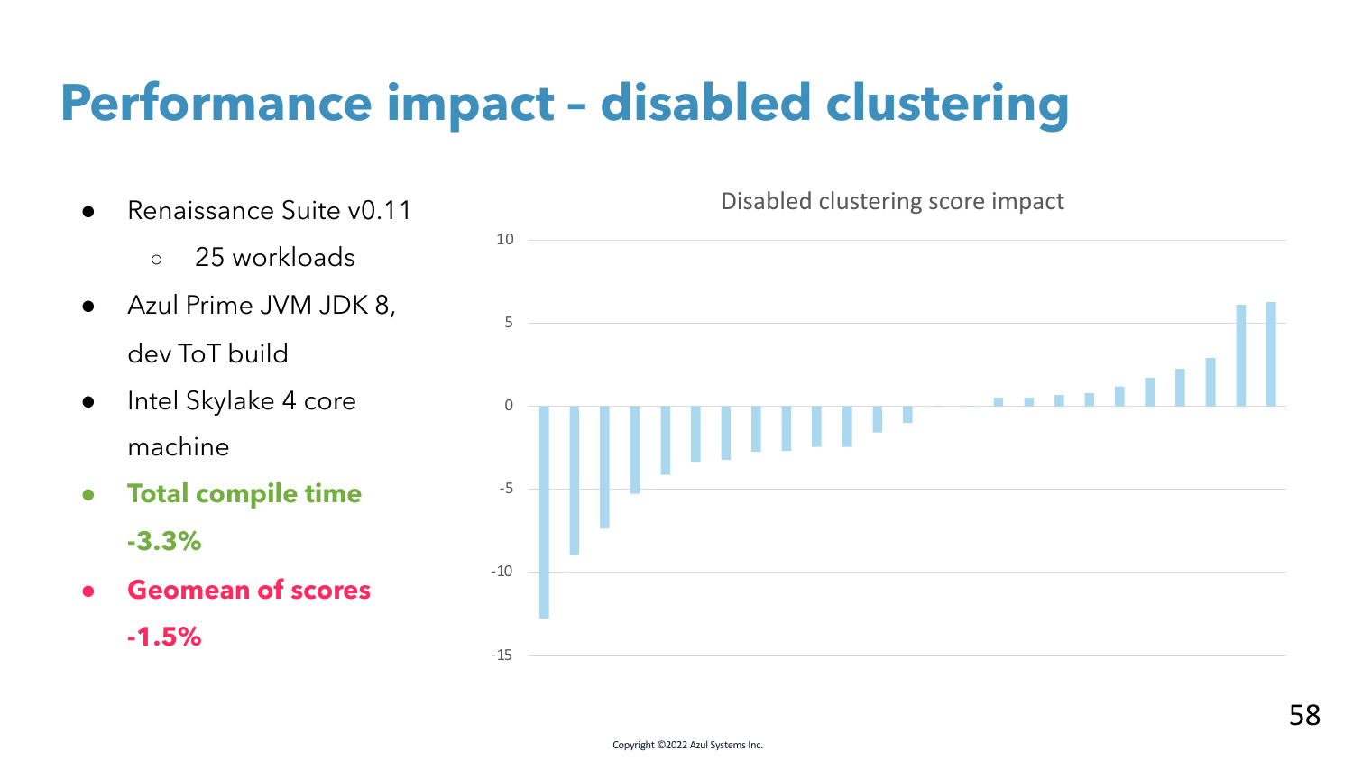# Performance impact – disabled clustering

- Renaissance Suite v0.11
  - 25 workloads
- Azul Prime JVM JDK 8, dev ToT build
- Intel Skylake 4 core machine
- **Total compile time -3.3%**
- **Geomean of scores -1.5%**

Disabled clustering score impact

Copyright ©2022 Azul Systems Inc.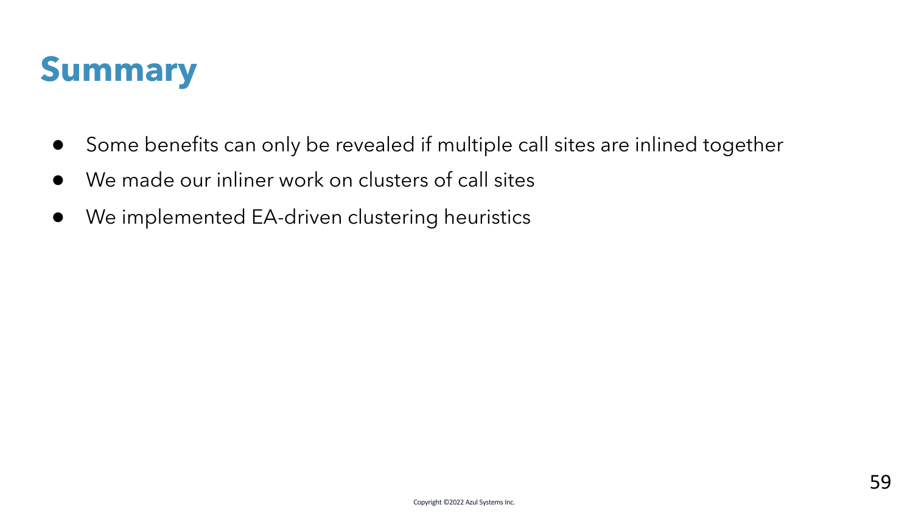# Summary

- Some benefits can only be revealed if multiple call sites are inlined together
- We made our inliner work on clusters of call sites
- We implemented EA-driven clustering heuristics

Copyright ©2022 Azul Systems Inc.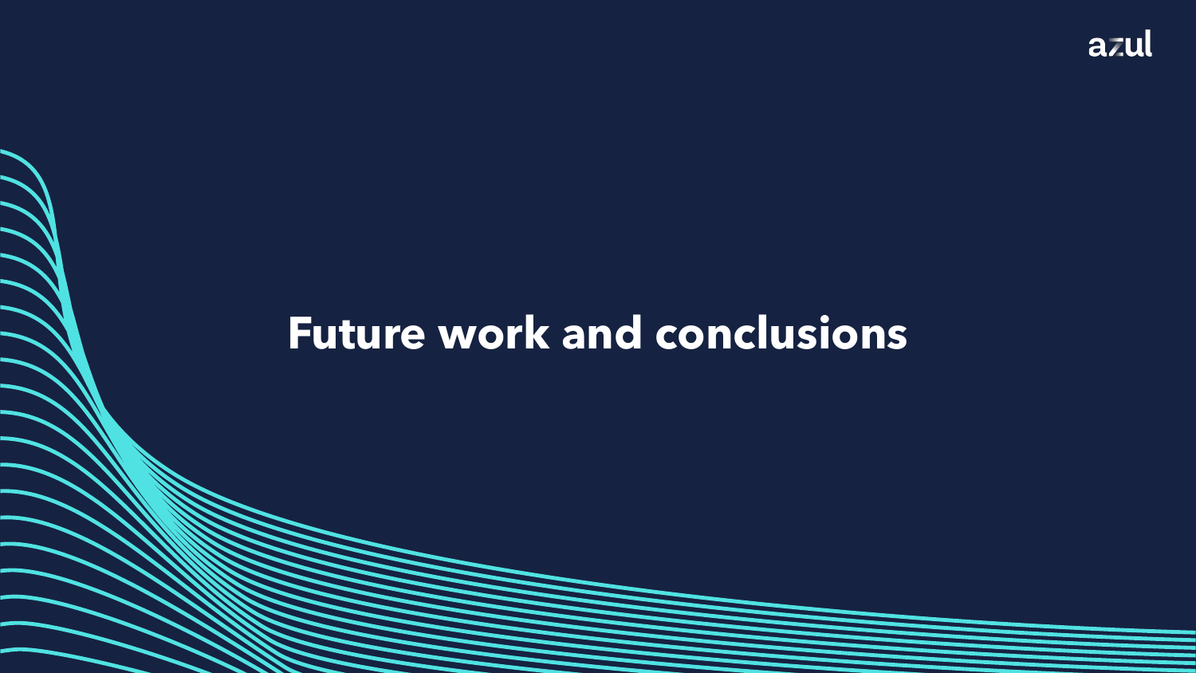# Future work and conclusions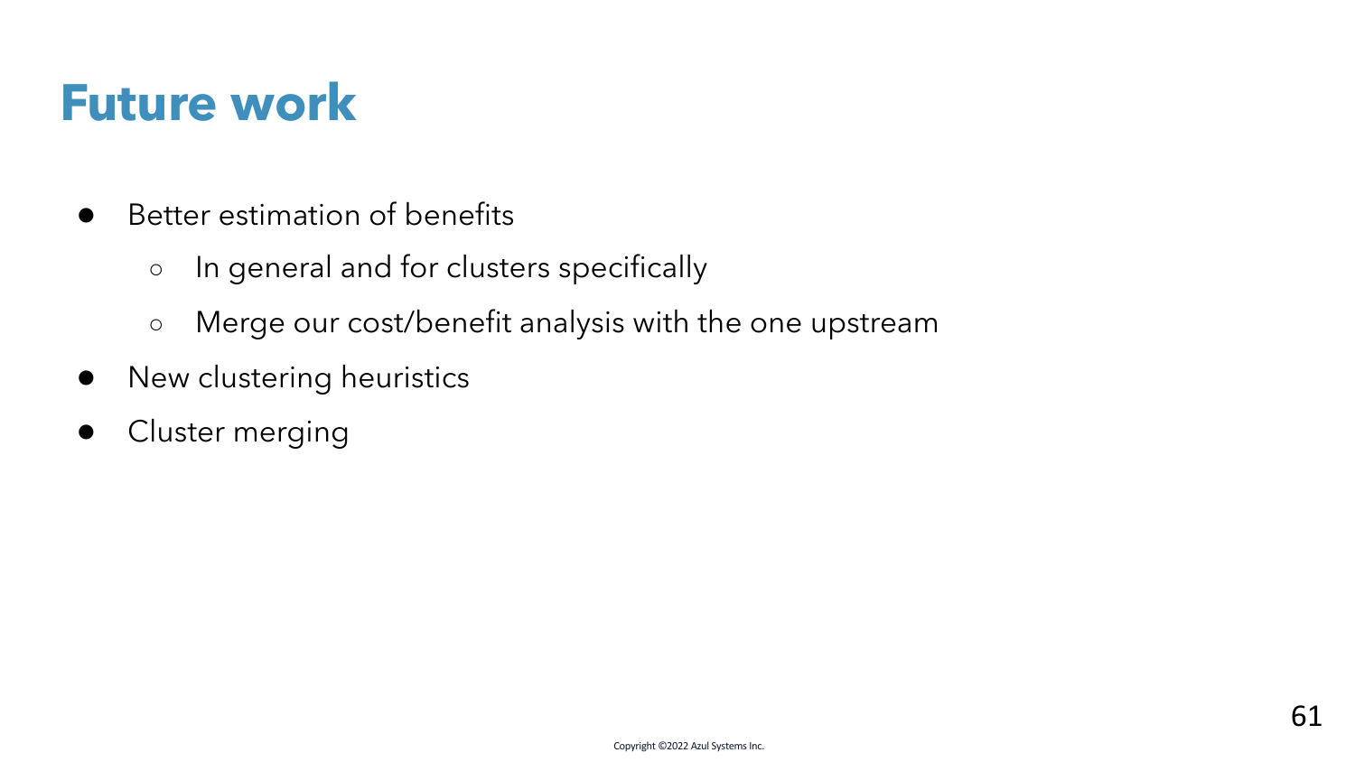# Future work

- Better estimation of benefits
  - In general and for clusters specifically
  - Merge our cost/benefit analysis with the one upstream
- New clustering heuristics
- Cluster merging

Copyright ©2022 Azul Systems Inc.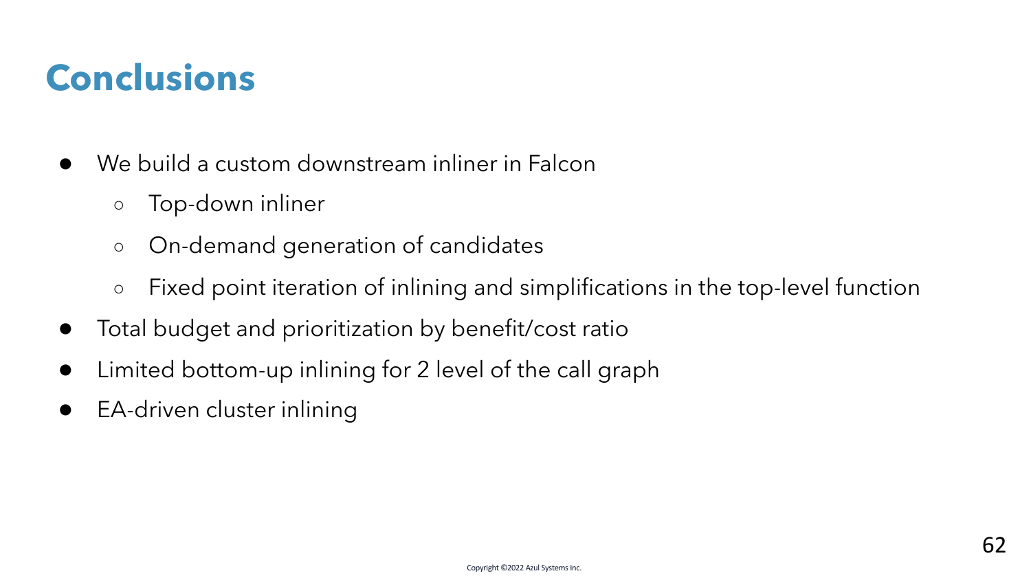# Conclusions

- We build a custom downstream inliner in Falcon
  - Top-down inliner
  - On-demand generation of candidates
  - Fixed point iteration of inlining and simplifications in the top-level function
- Total budget and prioritization by benefit/cost ratio
- Limited bottom-up inlining for 2 level of the call graph
- EA-driven cluster inlining

Copyright ©2022 Azul Systems Inc.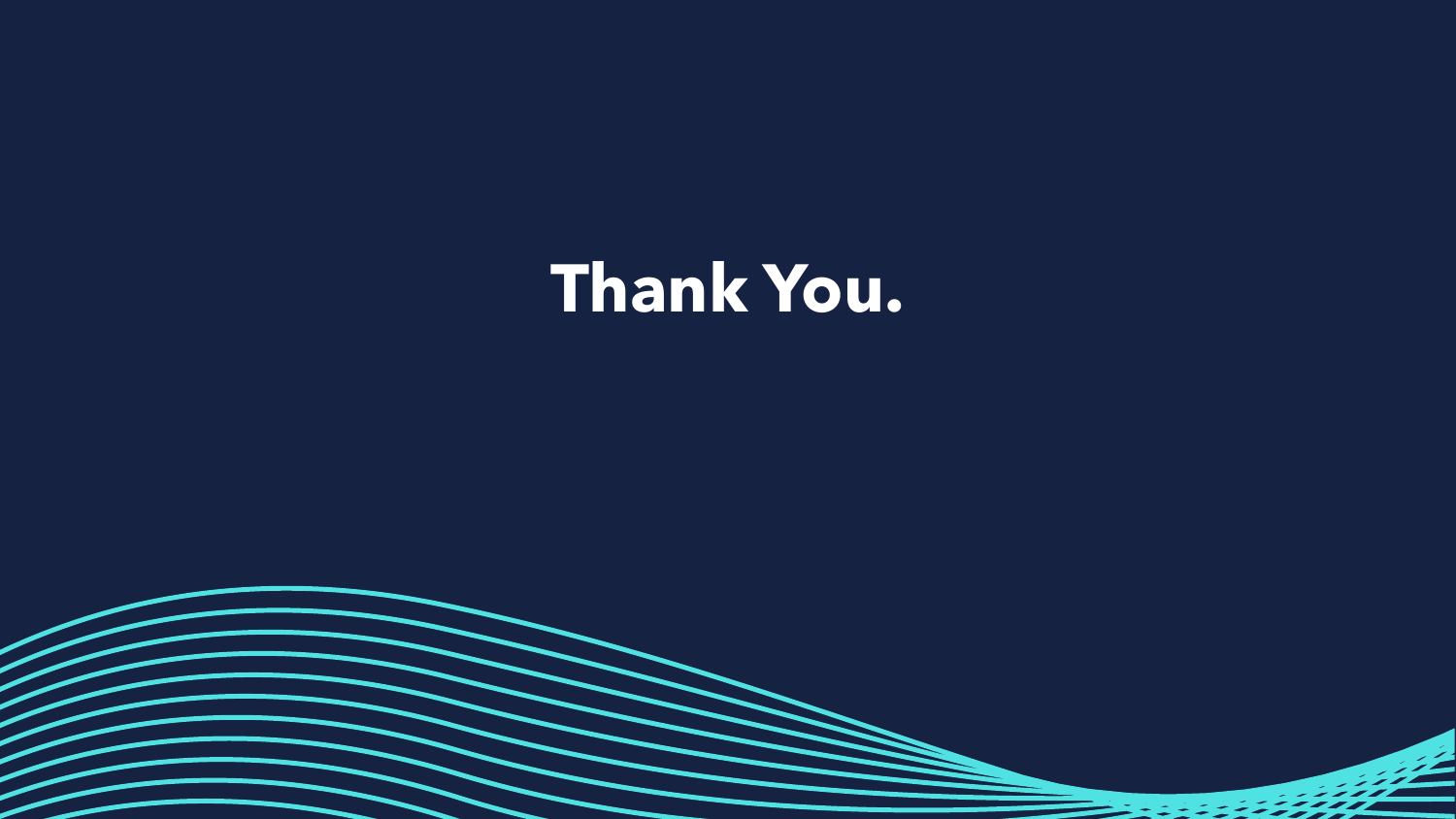# Thank You.